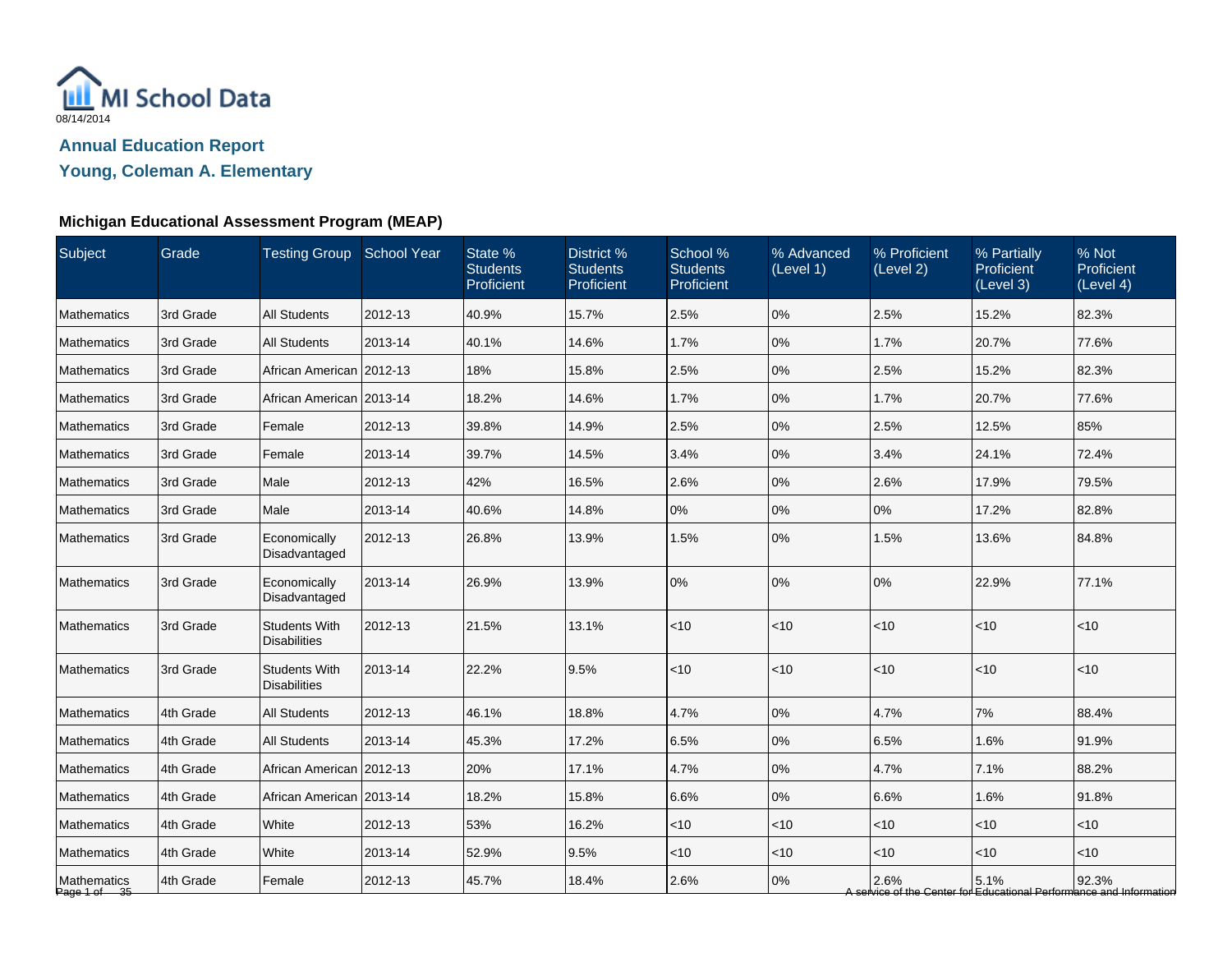MI School Data

08/14/2014

## Annual Education Report

## Young, Coleman A. Elementary

### Michigan Educational Assessment Program (MEAP)

| Subject | Grade | Testing Group | School Year | State % Students Proficient | District % Students Proficient | School % Students Proficient | % Advanced (Level 1) | % Proficient (Level 2) | % Partially Proficient (Level 3) | % Not Proficient (Level 4) |
|---|---|---|---|---|---|---|---|---|---|---|
| Mathematics | 3rd Grade | All Students | 2012-13 | 40.9% | 15.7% | 2.5% | 0% | 2.5% | 15.2% | 82.3% |
| Mathematics | 3rd Grade | All Students | 2013-14 | 40.1% | 14.6% | 1.7% | 0% | 1.7% | 20.7% | 77.6% |
| Mathematics | 3rd Grade | African American | 2012-13 | 18% | 15.8% | 2.5% | 0% | 2.5% | 15.2% | 82.3% |
| Mathematics | 3rd Grade | African American | 2013-14 | 18.2% | 14.6% | 1.7% | 0% | 1.7% | 20.7% | 77.6% |
| Mathematics | 3rd Grade | Female | 2012-13 | 39.8% | 14.9% | 2.5% | 0% | 2.5% | 12.5% | 85% |
| Mathematics | 3rd Grade | Female | 2013-14 | 39.7% | 14.5% | 3.4% | 0% | 3.4% | 24.1% | 72.4% |
| Mathematics | 3rd Grade | Male | 2012-13 | 42% | 16.5% | 2.6% | 0% | 2.6% | 17.9% | 79.5% |
| Mathematics | 3rd Grade | Male | 2013-14 | 40.6% | 14.8% | 0% | 0% | 0% | 17.2% | 82.8% |
| Mathematics | 3rd Grade | Economically Disadvantaged | 2012-13 | 26.8% | 13.9% | 1.5% | 0% | 1.5% | 13.6% | 84.8% |
| Mathematics | 3rd Grade | Economically Disadvantaged | 2013-14 | 26.9% | 13.9% | 0% | 0% | 0% | 22.9% | 77.1% |
| Mathematics | 3rd Grade | Students With Disabilities | 2012-13 | 21.5% | 13.1% | <10 | <10 | <10 | <10 | <10 |
| Mathematics | 3rd Grade | Students With Disabilities | 2013-14 | 22.2% | 9.5% | <10 | <10 | <10 | <10 | <10 |
| Mathematics | 4th Grade | All Students | 2012-13 | 46.1% | 18.8% | 4.7% | 0% | 4.7% | 7% | 88.4% |
| Mathematics | 4th Grade | All Students | 2013-14 | 45.3% | 17.2% | 6.5% | 0% | 6.5% | 1.6% | 91.9% |
| Mathematics | 4th Grade | African American | 2012-13 | 20% | 17.1% | 4.7% | 0% | 4.7% | 7.1% | 88.2% |
| Mathematics | 4th Grade | African American | 2013-14 | 18.2% | 15.8% | 6.6% | 0% | 6.6% | 1.6% | 91.8% |
| Mathematics | 4th Grade | White | 2012-13 | 53% | 16.2% | <10 | <10 | <10 | <10 | <10 |
| Mathematics | 4th Grade | White | 2013-14 | 52.9% | 9.5% | <10 | <10 | <10 | <10 | <10 |
| Mathematics | 4th Grade | Female | 2012-13 | 45.7% | 18.4% | 2.6% | 0% | 2.6% | 5.1% | 92.3% |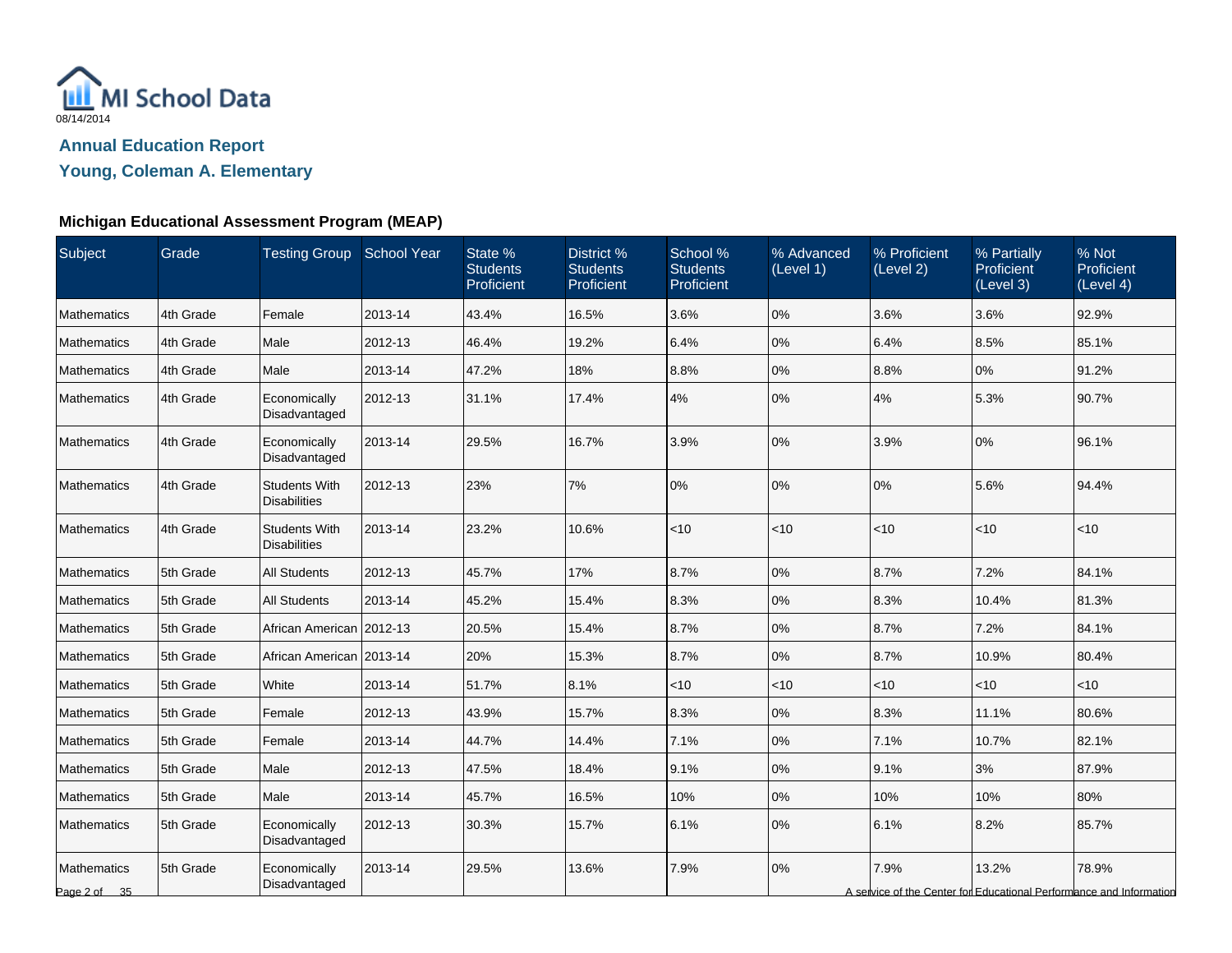MI School Data

08/14/2014

## Annual Education Report

## Young, Coleman A. Elementary

### Michigan Educational Assessment Program (MEAP)

| Subject | Grade | Testing Group | School Year | State % Students Proficient | District % Students Proficient | School % Students Proficient | % Advanced (Level 1) | % Proficient (Level 2) | % Partially Proficient (Level 3) | % Not Proficient (Level 4) |
|---|---|---|---|---|---|---|---|---|---|---|
| Mathematics | 4th Grade | Female | 2013-14 | 43.4% | 16.5% | 3.6% | 0% | 3.6% | 3.6% | 92.9% |
| Mathematics | 4th Grade | Male | 2012-13 | 46.4% | 19.2% | 6.4% | 0% | 6.4% | 8.5% | 85.1% |
| Mathematics | 4th Grade | Male | 2013-14 | 47.2% | 18% | 8.8% | 0% | 8.8% | 0% | 91.2% |
| Mathematics | 4th Grade | Economically Disadvantaged | 2012-13 | 31.1% | 17.4% | 4% | 0% | 4% | 5.3% | 90.7% |
| Mathematics | 4th Grade | Economically Disadvantaged | 2013-14 | 29.5% | 16.7% | 3.9% | 0% | 3.9% | 0% | 96.1% |
| Mathematics | 4th Grade | Students With Disabilities | 2012-13 | 23% | 7% | 0% | 0% | 0% | 5.6% | 94.4% |
| Mathematics | 4th Grade | Students With Disabilities | 2013-14 | 23.2% | 10.6% | <10 | <10 | <10 | <10 | <10 |
| Mathematics | 5th Grade | All Students | 2012-13 | 45.7% | 17% | 8.7% | 0% | 8.7% | 7.2% | 84.1% |
| Mathematics | 5th Grade | All Students | 2013-14 | 45.2% | 15.4% | 8.3% | 0% | 8.3% | 10.4% | 81.3% |
| Mathematics | 5th Grade | African American | 2012-13 | 20.5% | 15.4% | 8.7% | 0% | 8.7% | 7.2% | 84.1% |
| Mathematics | 5th Grade | African American | 2013-14 | 20% | 15.3% | 8.7% | 0% | 8.7% | 10.9% | 80.4% |
| Mathematics | 5th Grade | White | 2013-14 | 51.7% | 8.1% | <10 | <10 | <10 | <10 | <10 |
| Mathematics | 5th Grade | Female | 2012-13 | 43.9% | 15.7% | 8.3% | 0% | 8.3% | 11.1% | 80.6% |
| Mathematics | 5th Grade | Female | 2013-14 | 44.7% | 14.4% | 7.1% | 0% | 7.1% | 10.7% | 82.1% |
| Mathematics | 5th Grade | Male | 2012-13 | 47.5% | 18.4% | 9.1% | 0% | 9.1% | 3% | 87.9% |
| Mathematics | 5th Grade | Male | 2013-14 | 45.7% | 16.5% | 10% | 0% | 10% | 10% | 80% |
| Mathematics | 5th Grade | Economically Disadvantaged | 2012-13 | 30.3% | 15.7% | 6.1% | 0% | 6.1% | 8.2% | 85.7% |
| Mathematics | 5th Grade | Economically Disadvantaged | 2013-14 | 29.5% | 13.6% | 7.9% | 0% | 7.9% | 13.2% | 78.9% |

A service of the Center for Educational Performance and Information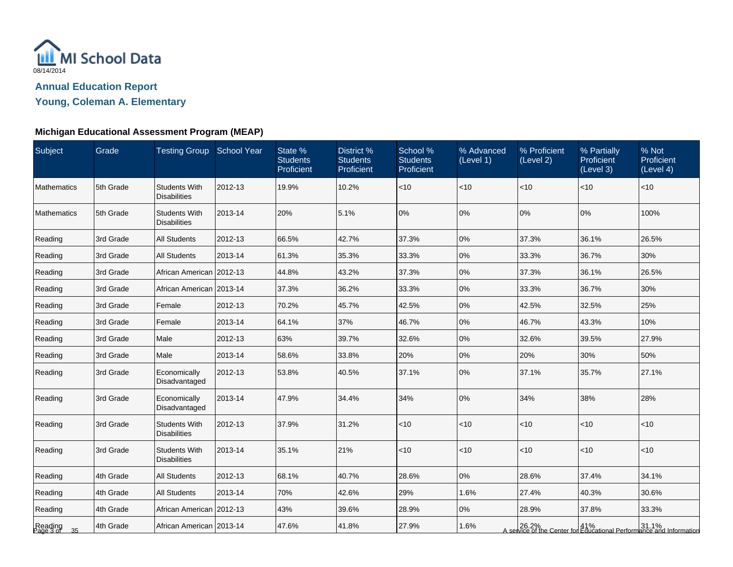MI School Data
08/14/2014

## Annual Education Report

## Young, Coleman A. Elementary

### Michigan Educational Assessment Program (MEAP)

| Subject | Grade | Testing Group | School Year | State % Students Proficient | District % Students Proficient | School % Students Proficient | % Advanced (Level 1) | % Proficient (Level 2) | % Partially Proficient (Level 3) | % Not Proficient (Level 4) |
|---|---|---|---|---|---|---|---|---|---|---|
| Mathematics | 5th Grade | Students With Disabilities | 2012-13 | 19.9% | 10.2% | <10 | <10 | <10 | <10 | <10 |
| Mathematics | 5th Grade | Students With Disabilities | 2013-14 | 20% | 5.1% | 0% | 0% | 0% | 0% | 100% |
| Reading | 3rd Grade | All Students | 2012-13 | 66.5% | 42.7% | 37.3% | 0% | 37.3% | 36.1% | 26.5% |
| Reading | 3rd Grade | All Students | 2013-14 | 61.3% | 35.3% | 33.3% | 0% | 33.3% | 36.7% | 30% |
| Reading | 3rd Grade | African American | 2012-13 | 44.8% | 43.2% | 37.3% | 0% | 37.3% | 36.1% | 26.5% |
| Reading | 3rd Grade | African American | 2013-14 | 37.3% | 36.2% | 33.3% | 0% | 33.3% | 36.7% | 30% |
| Reading | 3rd Grade | Female | 2012-13 | 70.2% | 45.7% | 42.5% | 0% | 42.5% | 32.5% | 25% |
| Reading | 3rd Grade | Female | 2013-14 | 64.1% | 37% | 46.7% | 0% | 46.7% | 43.3% | 10% |
| Reading | 3rd Grade | Male | 2012-13 | 63% | 39.7% | 32.6% | 0% | 32.6% | 39.5% | 27.9% |
| Reading | 3rd Grade | Male | 2013-14 | 58.6% | 33.8% | 20% | 0% | 20% | 30% | 50% |
| Reading | 3rd Grade | Economically Disadvantaged | 2012-13 | 53.8% | 40.5% | 37.1% | 0% | 37.1% | 35.7% | 27.1% |
| Reading | 3rd Grade | Economically Disadvantaged | 2013-14 | 47.9% | 34.4% | 34% | 0% | 34% | 38% | 28% |
| Reading | 3rd Grade | Students With Disabilities | 2012-13 | 37.9% | 31.2% | <10 | <10 | <10 | <10 | <10 |
| Reading | 3rd Grade | Students With Disabilities | 2013-14 | 35.1% | 21% | <10 | <10 | <10 | <10 | <10 |
| Reading | 4th Grade | All Students | 2012-13 | 68.1% | 40.7% | 28.6% | 0% | 28.6% | 37.4% | 34.1% |
| Reading | 4th Grade | All Students | 2013-14 | 70% | 42.6% | 29% | 1.6% | 27.4% | 40.3% | 30.6% |
| Reading | 4th Grade | African American | 2012-13 | 43% | 39.6% | 28.9% | 0% | 28.9% | 37.8% | 33.3% |
| Reading | 4th Grade | African American | 2013-14 | 47.6% | 41.8% | 27.9% | 1.6% | 26.2% | 41% | 31.1% |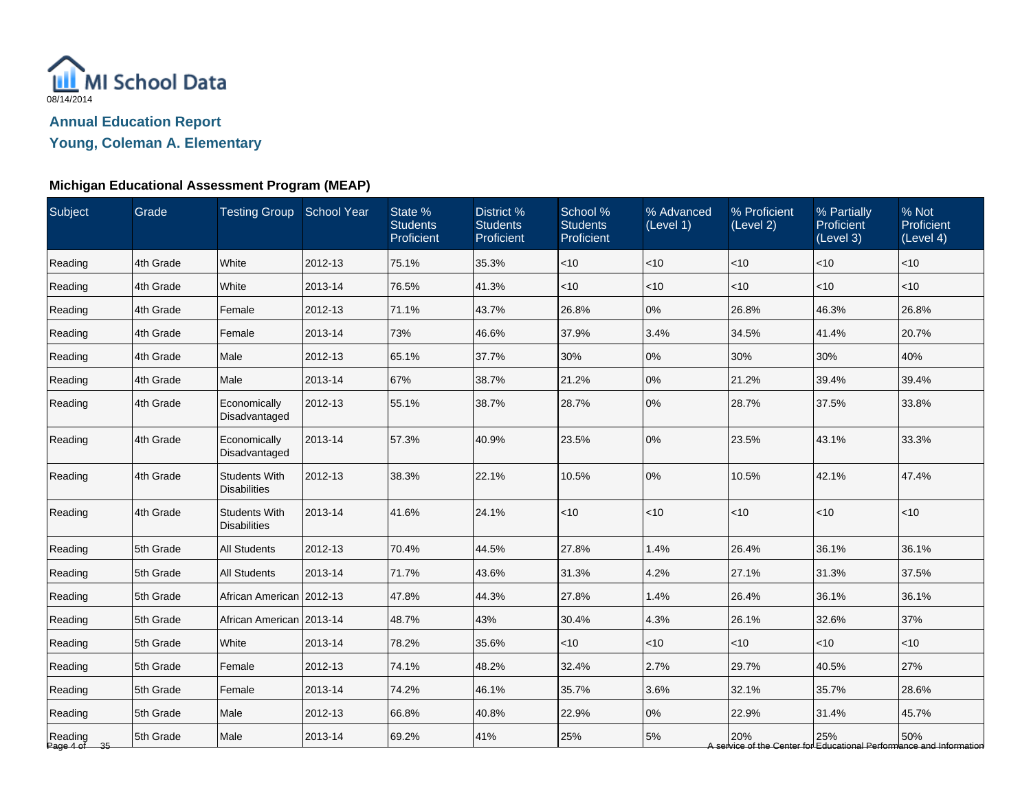MI School Data
08/14/2014

## Annual Education Report
## Young, Coleman A. Elementary

### Michigan Educational Assessment Program (MEAP)

| Subject | Grade | Testing Group | School Year | State % Students Proficient | District % Students Proficient | School % Students Proficient | % Advanced (Level 1) | % Proficient (Level 2) | % Partially Proficient (Level 3) | % Not Proficient (Level 4) |
|---|---|---|---|---|---|---|---|---|---|---|
| Reading | 4th Grade | White | 2012-13 | 75.1% | 35.3% | <10 | <10 | <10 | <10 | <10 |
| Reading | 4th Grade | White | 2013-14 | 76.5% | 41.3% | <10 | <10 | <10 | <10 | <10 |
| Reading | 4th Grade | Female | 2012-13 | 71.1% | 43.7% | 26.8% | 0% | 26.8% | 46.3% | 26.8% |
| Reading | 4th Grade | Female | 2013-14 | 73% | 46.6% | 37.9% | 3.4% | 34.5% | 41.4% | 20.7% |
| Reading | 4th Grade | Male | 2012-13 | 65.1% | 37.7% | 30% | 0% | 30% | 30% | 40% |
| Reading | 4th Grade | Male | 2013-14 | 67% | 38.7% | 21.2% | 0% | 21.2% | 39.4% | 39.4% |
| Reading | 4th Grade | Economically Disadvantaged | 2012-13 | 55.1% | 38.7% | 28.7% | 0% | 28.7% | 37.5% | 33.8% |
| Reading | 4th Grade | Economically Disadvantaged | 2013-14 | 57.3% | 40.9% | 23.5% | 0% | 23.5% | 43.1% | 33.3% |
| Reading | 4th Grade | Students With Disabilities | 2012-13 | 38.3% | 22.1% | 10.5% | 0% | 10.5% | 42.1% | 47.4% |
| Reading | 4th Grade | Students With Disabilities | 2013-14 | 41.6% | 24.1% | <10 | <10 | <10 | <10 | <10 |
| Reading | 5th Grade | All Students | 2012-13 | 70.4% | 44.5% | 27.8% | 1.4% | 26.4% | 36.1% | 36.1% |
| Reading | 5th Grade | All Students | 2013-14 | 71.7% | 43.6% | 31.3% | 4.2% | 27.1% | 31.3% | 37.5% |
| Reading | 5th Grade | African American | 2012-13 | 47.8% | 44.3% | 27.8% | 1.4% | 26.4% | 36.1% | 36.1% |
| Reading | 5th Grade | African American | 2013-14 | 48.7% | 43% | 30.4% | 4.3% | 26.1% | 32.6% | 37% |
| Reading | 5th Grade | White | 2013-14 | 78.2% | 35.6% | <10 | <10 | <10 | <10 | <10 |
| Reading | 5th Grade | Female | 2012-13 | 74.1% | 48.2% | 32.4% | 2.7% | 29.7% | 40.5% | 27% |
| Reading | 5th Grade | Female | 2013-14 | 74.2% | 46.1% | 35.7% | 3.6% | 32.1% | 35.7% | 28.6% |
| Reading | 5th Grade | Male | 2012-13 | 66.8% | 40.8% | 22.9% | 0% | 22.9% | 31.4% | 45.7% |
| Reading | 5th Grade | Male | 2013-14 | 69.2% | 41% | 25% | 5% | 20% | 25% | 50% |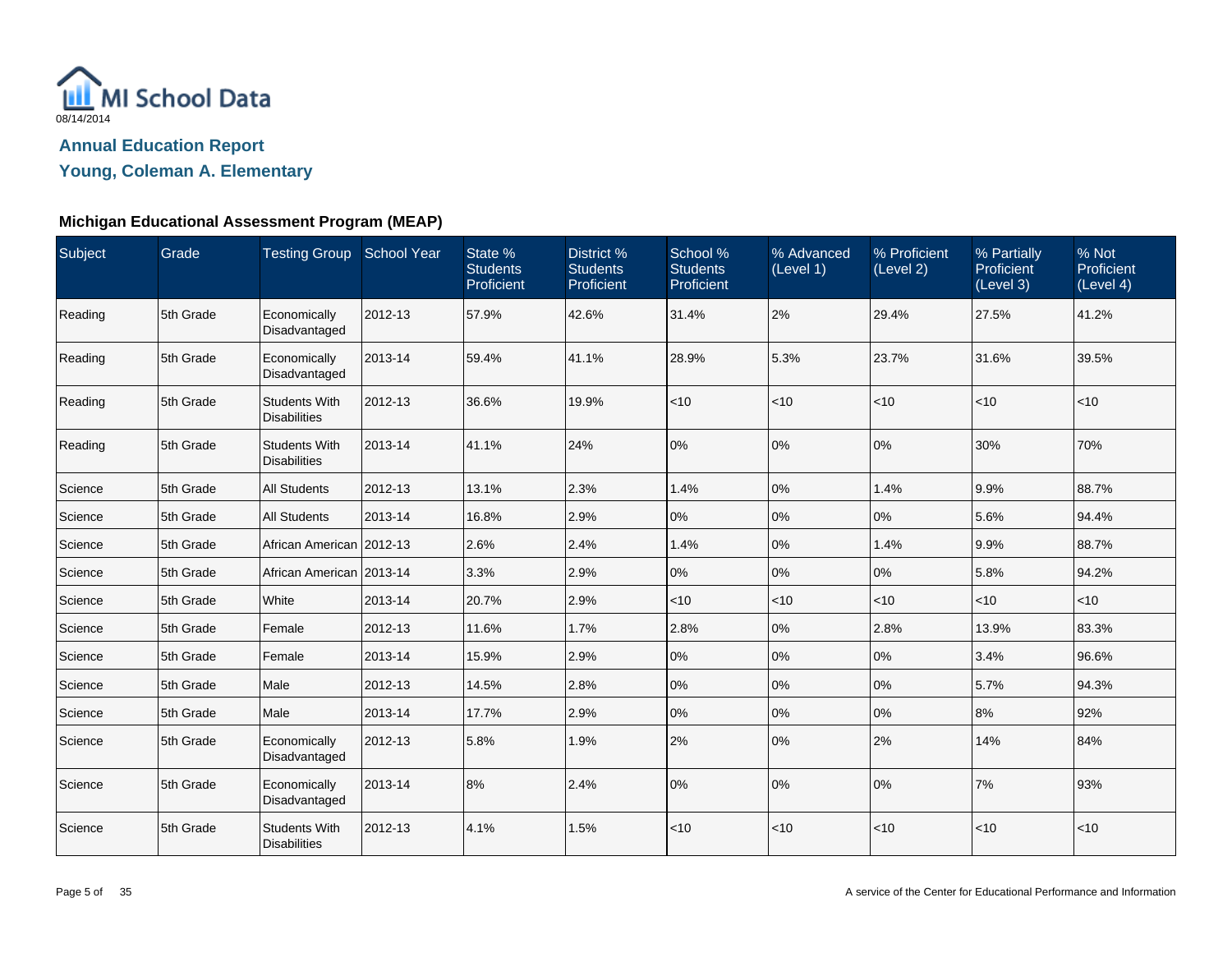MI School Data

08/14/2014

## Annual Education Report

## Young, Coleman A. Elementary

### Michigan Educational Assessment Program (MEAP)

| Subject | Grade | Testing Group | School Year | State % Students Proficient | District % Students Proficient | School % Students Proficient | % Advanced (Level 1) | % Proficient (Level 2) | % Partially Proficient (Level 3) | % Not Proficient (Level 4) |
|---|---|---|---|---|---|---|---|---|---|---|
| Reading | 5th Grade | Economically Disadvantaged | 2012-13 | 57.9% | 42.6% | 31.4% | 2% | 29.4% | 27.5% | 41.2% |
| Reading | 5th Grade | Economically Disadvantaged | 2013-14 | 59.4% | 41.1% | 28.9% | 5.3% | 23.7% | 31.6% | 39.5% |
| Reading | 5th Grade | Students With Disabilities | 2012-13 | 36.6% | 19.9% | <10 | <10 | <10 | <10 | <10 |
| Reading | 5th Grade | Students With Disabilities | 2013-14 | 41.1% | 24% | 0% | 0% | 0% | 30% | 70% |
| Science | 5th Grade | All Students | 2012-13 | 13.1% | 2.3% | 1.4% | 0% | 1.4% | 9.9% | 88.7% |
| Science | 5th Grade | All Students | 2013-14 | 16.8% | 2.9% | 0% | 0% | 0% | 5.6% | 94.4% |
| Science | 5th Grade | African American | 2012-13 | 2.6% | 2.4% | 1.4% | 0% | 1.4% | 9.9% | 88.7% |
| Science | 5th Grade | African American | 2013-14 | 3.3% | 2.9% | 0% | 0% | 0% | 5.8% | 94.2% |
| Science | 5th Grade | White | 2013-14 | 20.7% | 2.9% | <10 | <10 | <10 | <10 | <10 |
| Science | 5th Grade | Female | 2012-13 | 11.6% | 1.7% | 2.8% | 0% | 2.8% | 13.9% | 83.3% |
| Science | 5th Grade | Female | 2013-14 | 15.9% | 2.9% | 0% | 0% | 0% | 3.4% | 96.6% |
| Science | 5th Grade | Male | 2012-13 | 14.5% | 2.8% | 0% | 0% | 0% | 5.7% | 94.3% |
| Science | 5th Grade | Male | 2013-14 | 17.7% | 2.9% | 0% | 0% | 0% | 8% | 92% |
| Science | 5th Grade | Economically Disadvantaged | 2012-13 | 5.8% | 1.9% | 2% | 0% | 2% | 14% | 84% |
| Science | 5th Grade | Economically Disadvantaged | 2013-14 | 8% | 2.4% | 0% | 0% | 0% | 7% | 93% |
| Science | 5th Grade | Students With Disabilities | 2012-13 | 4.1% | 1.5% | <10 | <10 | <10 | <10 | <10 |

A service of the Center for Educational Performance and Information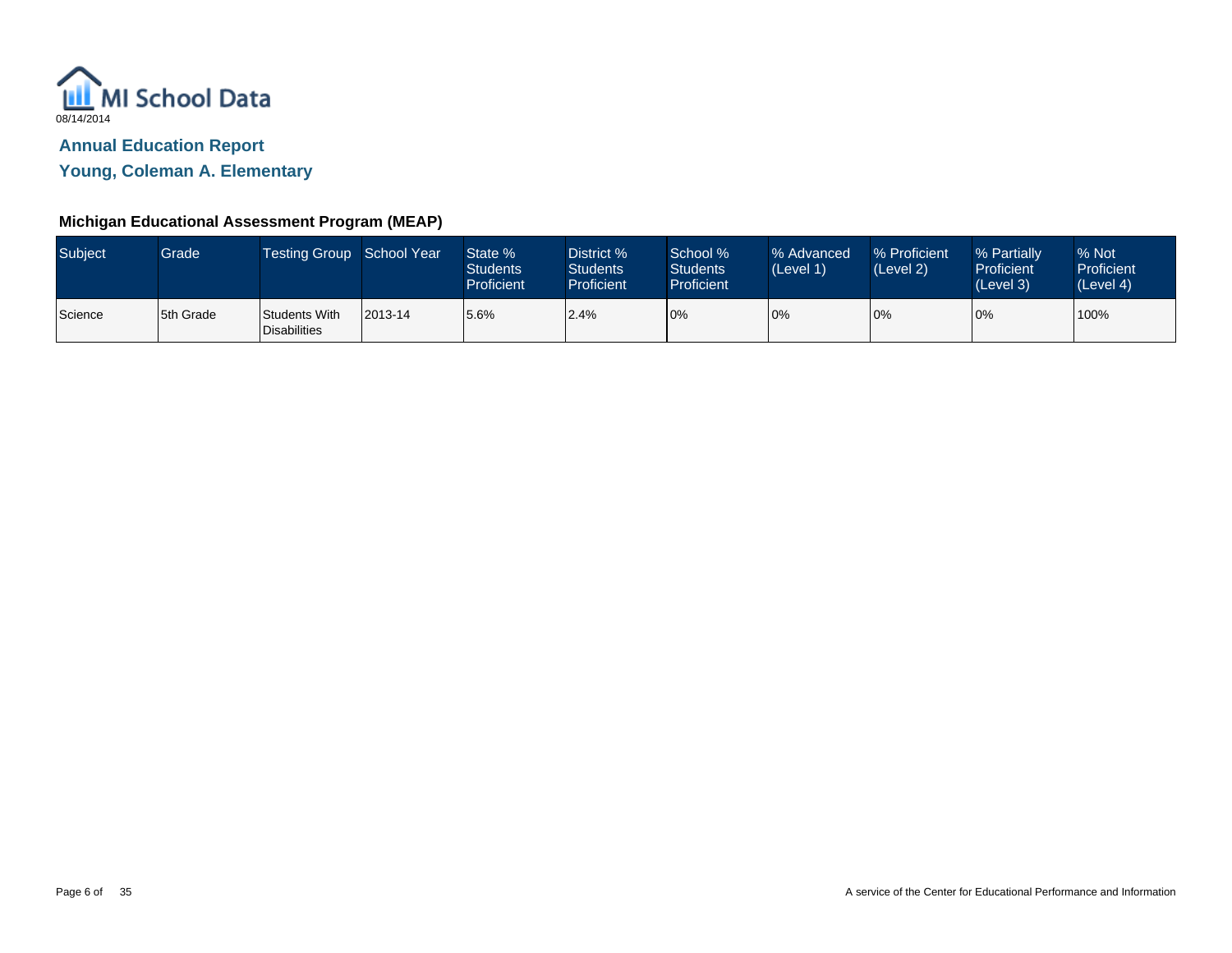MI School Data

08/14/2014

## Annual Education Report

## Young, Coleman A. Elementary

### Michigan Educational Assessment Program (MEAP)

| Subject | Grade | Testing Group | School Year | State % Students Proficient | District % Students Proficient | School % Students Proficient | % Advanced (Level 1) | % Proficient (Level 2) | % Partially Proficient (Level 3) | % Not Proficient (Level 4) |
|---|---|---|---|---|---|---|---|---|---|---|
| Science | 5th Grade | Students With Disabilities | 2013-14 | 5.6% | 2.4% | 0% | 0% | 0% | 0% | 100% |

A service of the Center for Educational Performance and Information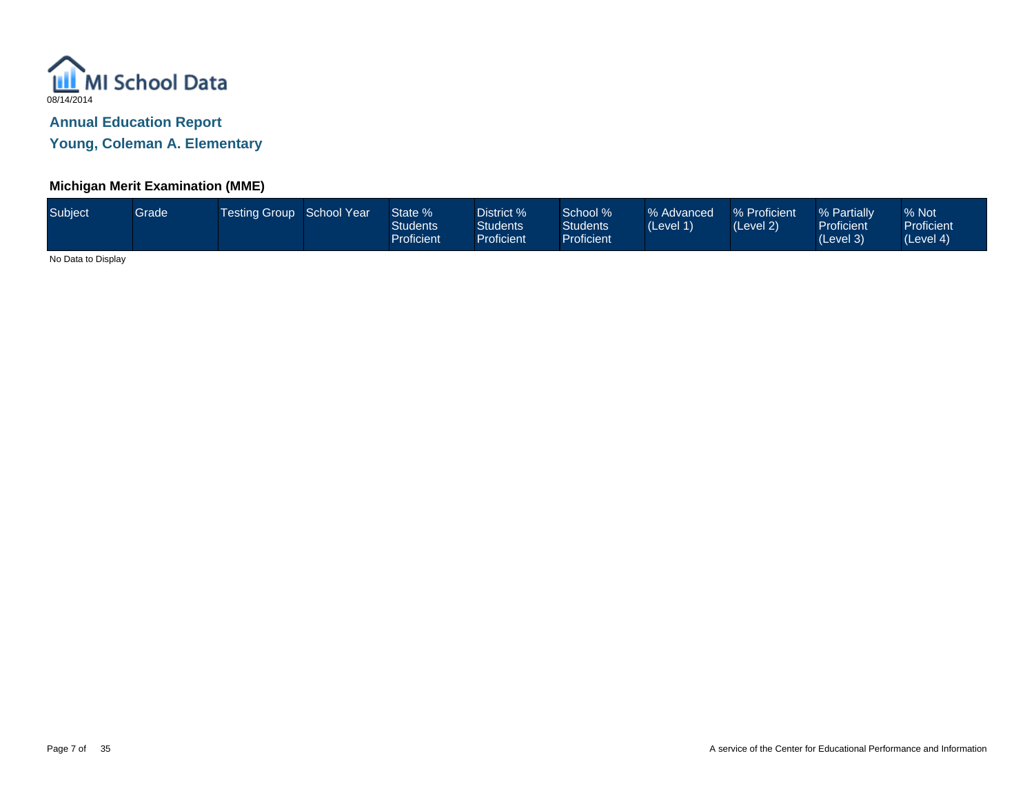MI School Data

08/14/2014

## Annual Education Report

## Young, Coleman A. Elementary

### Michigan Merit Examination (MME)

| Subject | Grade | Testing Group | School Year | State % Students Proficient | District % Students Proficient | School % Students Proficient | % Advanced (Level 1) | % Proficient (Level 2) | % Partially Proficient (Level 3) | % Not Proficient (Level 4) |
|---|---|---|---|---|---|---|---|---|---|---|

No Data to Display

A service of the Center for Educational Performance and Information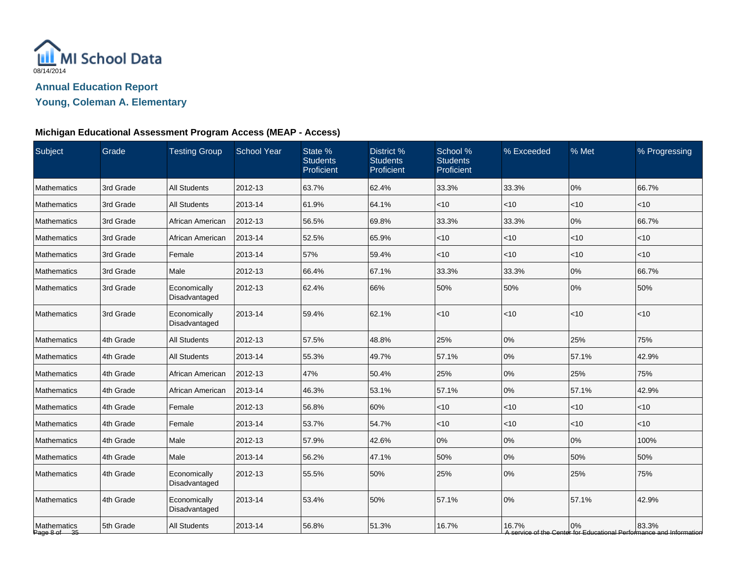MI School Data

08/14/2014

## Annual Education Report

## Young, Coleman A. Elementary

### Michigan Educational Assessment Program Access (MEAP - Access)

| Subject | Grade | Testing Group | School Year | State % Students Proficient | District % Students Proficient | School % Students Proficient | % Exceeded | % Met | % Progressing |
|---|---|---|---|---|---|---|---|---|---|
| Mathematics | 3rd Grade | All Students | 2012-13 | 63.7% | 62.4% | 33.3% | 33.3% | 0% | 66.7% |
| Mathematics | 3rd Grade | All Students | 2013-14 | 61.9% | 64.1% | <10 | <10 | <10 | <10 |
| Mathematics | 3rd Grade | African American | 2012-13 | 56.5% | 69.8% | 33.3% | 33.3% | 0% | 66.7% |
| Mathematics | 3rd Grade | African American | 2013-14 | 52.5% | 65.9% | <10 | <10 | <10 | <10 |
| Mathematics | 3rd Grade | Female | 2013-14 | 57% | 59.4% | <10 | <10 | <10 | <10 |
| Mathematics | 3rd Grade | Male | 2012-13 | 66.4% | 67.1% | 33.3% | 33.3% | 0% | 66.7% |
| Mathematics | 3rd Grade | Economically Disadvantaged | 2012-13 | 62.4% | 66% | 50% | 50% | 0% | 50% |
| Mathematics | 3rd Grade | Economically Disadvantaged | 2013-14 | 59.4% | 62.1% | <10 | <10 | <10 | <10 |
| Mathematics | 4th Grade | All Students | 2012-13 | 57.5% | 48.8% | 25% | 0% | 25% | 75% |
| Mathematics | 4th Grade | All Students | 2013-14 | 55.3% | 49.7% | 57.1% | 0% | 57.1% | 42.9% |
| Mathematics | 4th Grade | African American | 2012-13 | 47% | 50.4% | 25% | 0% | 25% | 75% |
| Mathematics | 4th Grade | African American | 2013-14 | 46.3% | 53.1% | 57.1% | 0% | 57.1% | 42.9% |
| Mathematics | 4th Grade | Female | 2012-13 | 56.8% | 60% | <10 | <10 | <10 | <10 |
| Mathematics | 4th Grade | Female | 2013-14 | 53.7% | 54.7% | <10 | <10 | <10 | <10 |
| Mathematics | 4th Grade | Male | 2012-13 | 57.9% | 42.6% | 0% | 0% | 0% | 100% |
| Mathematics | 4th Grade | Male | 2013-14 | 56.2% | 47.1% | 50% | 0% | 50% | 50% |
| Mathematics | 4th Grade | Economically Disadvantaged | 2012-13 | 55.5% | 50% | 25% | 0% | 25% | 75% |
| Mathematics | 4th Grade | Economically Disadvantaged | 2013-14 | 53.4% | 50% | 57.1% | 0% | 57.1% | 42.9% |
| Mathematics | 5th Grade | All Students | 2013-14 | 56.8% | 51.3% | 16.7% | 16.7% | 0% | 83.3% |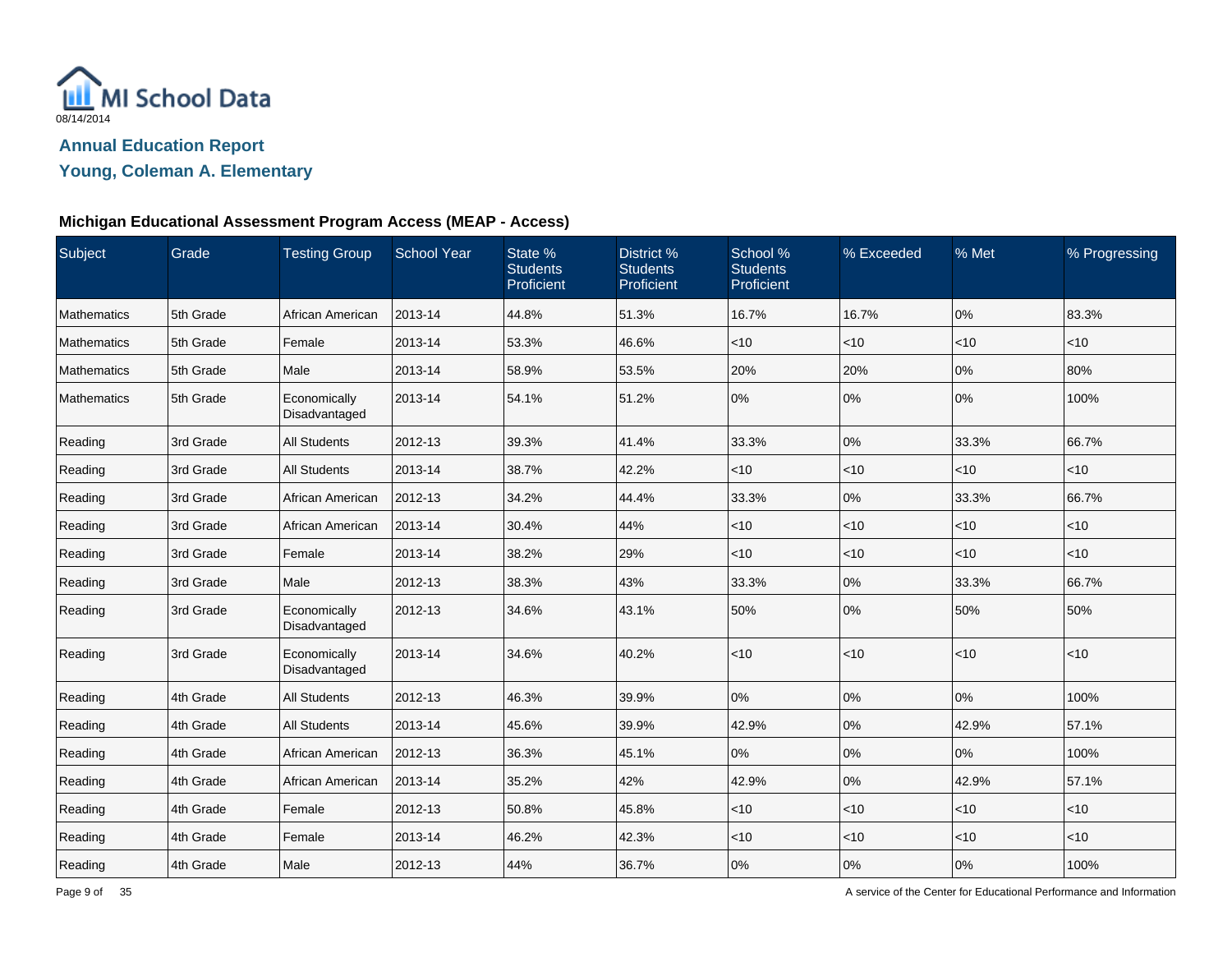MI School Data

08/14/2014

## Annual Education Report

## Young, Coleman A. Elementary

### Michigan Educational Assessment Program Access (MEAP - Access)

| Subject | Grade | Testing Group | School Year | State % Students Proficient | District % Students Proficient | School % Students Proficient | % Exceeded | % Met | % Progressing |
|---|---|---|---|---|---|---|---|---|---|
| Mathematics | 5th Grade | African American | 2013-14 | 44.8% | 51.3% | 16.7% | 16.7% | 0% | 83.3% |
| Mathematics | 5th Grade | Female | 2013-14 | 53.3% | 46.6% | <10 | <10 | <10 | <10 |
| Mathematics | 5th Grade | Male | 2013-14 | 58.9% | 53.5% | 20% | 20% | 0% | 80% |
| Mathematics | 5th Grade | Economically Disadvantaged | 2013-14 | 54.1% | 51.2% | 0% | 0% | 0% | 100% |
| Reading | 3rd Grade | All Students | 2012-13 | 39.3% | 41.4% | 33.3% | 0% | 33.3% | 66.7% |
| Reading | 3rd Grade | All Students | 2013-14 | 38.7% | 42.2% | <10 | <10 | <10 | <10 |
| Reading | 3rd Grade | African American | 2012-13 | 34.2% | 44.4% | 33.3% | 0% | 33.3% | 66.7% |
| Reading | 3rd Grade | African American | 2013-14 | 30.4% | 44% | <10 | <10 | <10 | <10 |
| Reading | 3rd Grade | Female | 2013-14 | 38.2% | 29% | <10 | <10 | <10 | <10 |
| Reading | 3rd Grade | Male | 2012-13 | 38.3% | 43% | 33.3% | 0% | 33.3% | 66.7% |
| Reading | 3rd Grade | Economically Disadvantaged | 2012-13 | 34.6% | 43.1% | 50% | 0% | 50% | 50% |
| Reading | 3rd Grade | Economically Disadvantaged | 2013-14 | 34.6% | 40.2% | <10 | <10 | <10 | <10 |
| Reading | 4th Grade | All Students | 2012-13 | 46.3% | 39.9% | 0% | 0% | 0% | 100% |
| Reading | 4th Grade | All Students | 2013-14 | 45.6% | 39.9% | 42.9% | 0% | 42.9% | 57.1% |
| Reading | 4th Grade | African American | 2012-13 | 36.3% | 45.1% | 0% | 0% | 0% | 100% |
| Reading | 4th Grade | African American | 2013-14 | 35.2% | 42% | 42.9% | 0% | 42.9% | 57.1% |
| Reading | 4th Grade | Female | 2012-13 | 50.8% | 45.8% | <10 | <10 | <10 | <10 |
| Reading | 4th Grade | Female | 2013-14 | 46.2% | 42.3% | <10 | <10 | <10 | <10 |
| Reading | 4th Grade | Male | 2012-13 | 44% | 36.7% | 0% | 0% | 0% | 100% |

A service of the Center for Educational Performance and Information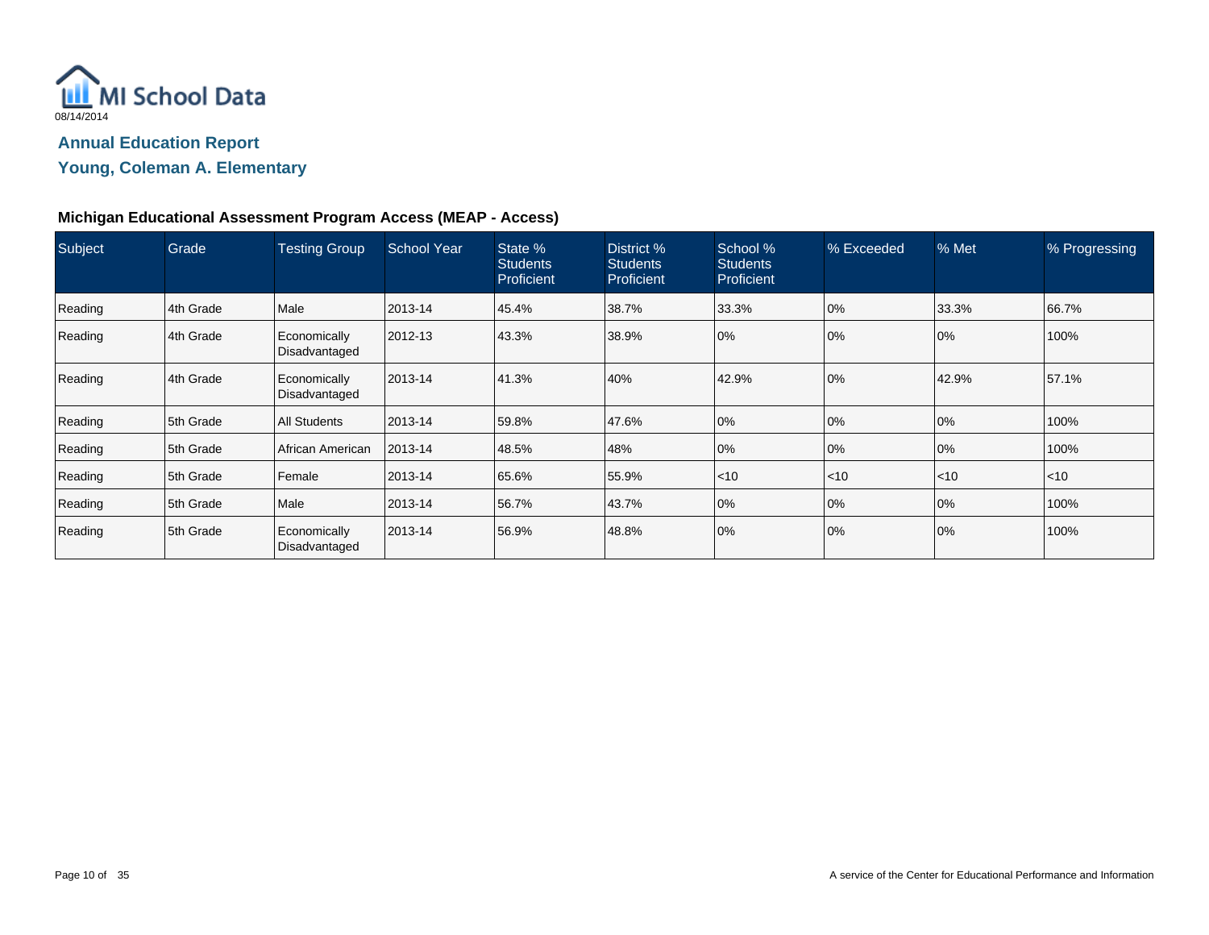MI School Data

08/14/2014

## Annual Education Report

## Young, Coleman A. Elementary

### Michigan Educational Assessment Program Access (MEAP - Access)

| Subject | Grade | Testing Group | School Year | State % Students Proficient | District % Students Proficient | School % Students Proficient | % Exceeded | % Met | % Progressing |
|---|---|---|---|---|---|---|---|---|---|
| Reading | 4th Grade | Male | 2013-14 | 45.4% | 38.7% | 33.3% | 0% | 33.3% | 66.7% |
| Reading | 4th Grade | Economically Disadvantaged | 2012-13 | 43.3% | 38.9% | 0% | 0% | 0% | 100% |
| Reading | 4th Grade | Economically Disadvantaged | 2013-14 | 41.3% | 40% | 42.9% | 0% | 42.9% | 57.1% |
| Reading | 5th Grade | All Students | 2013-14 | 59.8% | 47.6% | 0% | 0% | 0% | 100% |
| Reading | 5th Grade | African American | 2013-14 | 48.5% | 48% | 0% | 0% | 0% | 100% |
| Reading | 5th Grade | Female | 2013-14 | 65.6% | 55.9% | <10 | <10 | <10 | <10 |
| Reading | 5th Grade | Male | 2013-14 | 56.7% | 43.7% | 0% | 0% | 0% | 100% |
| Reading | 5th Grade | Economically Disadvantaged | 2013-14 | 56.9% | 48.8% | 0% | 0% | 0% | 100% |

A service of the Center for Educational Performance and Information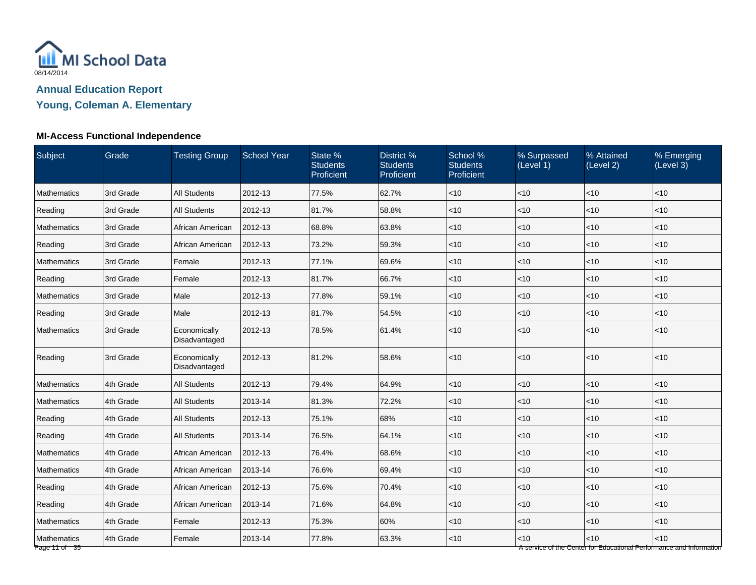MI School Data

08/14/2014

## Annual Education Report

## Young, Coleman A. Elementary

### MI-Access Functional Independence

| Subject | Grade | Testing Group | School Year | State % Students Proficient | District % Students Proficient | School % Students Proficient | % Surpassed (Level 1) | % Attained (Level 2) | % Emerging (Level 3) |
|---|---|---|---|---|---|---|---|---|---|
| Mathematics | 3rd Grade | All Students | 2012-13 | 77.5% | 62.7% | <10 | <10 | <10 | <10 |
| Reading | 3rd Grade | All Students | 2012-13 | 81.7% | 58.8% | <10 | <10 | <10 | <10 |
| Mathematics | 3rd Grade | African American | 2012-13 | 68.8% | 63.8% | <10 | <10 | <10 | <10 |
| Reading | 3rd Grade | African American | 2012-13 | 73.2% | 59.3% | <10 | <10 | <10 | <10 |
| Mathematics | 3rd Grade | Female | 2012-13 | 77.1% | 69.6% | <10 | <10 | <10 | <10 |
| Reading | 3rd Grade | Female | 2012-13 | 81.7% | 66.7% | <10 | <10 | <10 | <10 |
| Mathematics | 3rd Grade | Male | 2012-13 | 77.8% | 59.1% | <10 | <10 | <10 | <10 |
| Reading | 3rd Grade | Male | 2012-13 | 81.7% | 54.5% | <10 | <10 | <10 | <10 |
| Mathematics | 3rd Grade | Economically Disadvantaged | 2012-13 | 78.5% | 61.4% | <10 | <10 | <10 | <10 |
| Reading | 3rd Grade | Economically Disadvantaged | 2012-13 | 81.2% | 58.6% | <10 | <10 | <10 | <10 |
| Mathematics | 4th Grade | All Students | 2012-13 | 79.4% | 64.9% | <10 | <10 | <10 | <10 |
| Mathematics | 4th Grade | All Students | 2013-14 | 81.3% | 72.2% | <10 | <10 | <10 | <10 |
| Reading | 4th Grade | All Students | 2012-13 | 75.1% | 68% | <10 | <10 | <10 | <10 |
| Reading | 4th Grade | All Students | 2013-14 | 76.5% | 64.1% | <10 | <10 | <10 | <10 |
| Mathematics | 4th Grade | African American | 2012-13 | 76.4% | 68.6% | <10 | <10 | <10 | <10 |
| Mathematics | 4th Grade | African American | 2013-14 | 76.6% | 69.4% | <10 | <10 | <10 | <10 |
| Reading | 4th Grade | African American | 2012-13 | 75.6% | 70.4% | <10 | <10 | <10 | <10 |
| Reading | 4th Grade | African American | 2013-14 | 71.6% | 64.8% | <10 | <10 | <10 | <10 |
| Mathematics | 4th Grade | Female | 2012-13 | 75.3% | 60% | <10 | <10 | <10 | <10 |
| Mathematics | 4th Grade | Female | 2013-14 | 77.8% | 63.3% | <10 | <10 | <10 | <10 |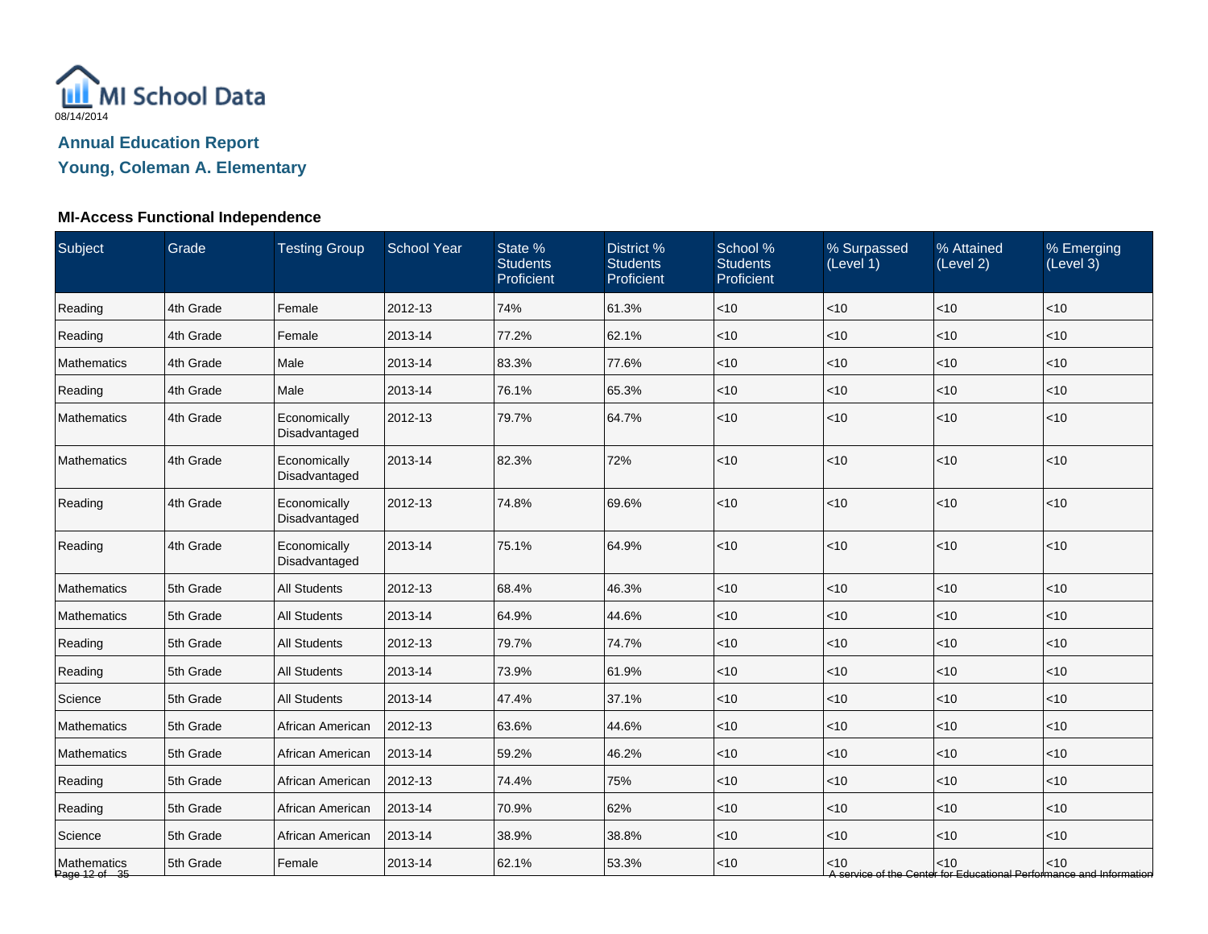MI School Data

08/14/2014

## Annual Education Report

## Young, Coleman A. Elementary

### MI-Access Functional Independence

| Subject | Grade | Testing Group | School Year | State % Students Proficient | District % Students Proficient | School % Students Proficient | % Surpassed (Level 1) | % Attained (Level 2) | % Emerging (Level 3) |
|---|---|---|---|---|---|---|---|---|---|
| Reading | 4th Grade | Female | 2012-13 | 74% | 61.3% | <10 | <10 | <10 | <10 |
| Reading | 4th Grade | Female | 2013-14 | 77.2% | 62.1% | <10 | <10 | <10 | <10 |
| Mathematics | 4th Grade | Male | 2013-14 | 83.3% | 77.6% | <10 | <10 | <10 | <10 |
| Reading | 4th Grade | Male | 2013-14 | 76.1% | 65.3% | <10 | <10 | <10 | <10 |
| Mathematics | 4th Grade | Economically Disadvantaged | 2012-13 | 79.7% | 64.7% | <10 | <10 | <10 | <10 |
| Mathematics | 4th Grade | Economically Disadvantaged | 2013-14 | 82.3% | 72% | <10 | <10 | <10 | <10 |
| Reading | 4th Grade | Economically Disadvantaged | 2012-13 | 74.8% | 69.6% | <10 | <10 | <10 | <10 |
| Reading | 4th Grade | Economically Disadvantaged | 2013-14 | 75.1% | 64.9% | <10 | <10 | <10 | <10 |
| Mathematics | 5th Grade | All Students | 2012-13 | 68.4% | 46.3% | <10 | <10 | <10 | <10 |
| Mathematics | 5th Grade | All Students | 2013-14 | 64.9% | 44.6% | <10 | <10 | <10 | <10 |
| Reading | 5th Grade | All Students | 2012-13 | 79.7% | 74.7% | <10 | <10 | <10 | <10 |
| Reading | 5th Grade | All Students | 2013-14 | 73.9% | 61.9% | <10 | <10 | <10 | <10 |
| Science | 5th Grade | All Students | 2013-14 | 47.4% | 37.1% | <10 | <10 | <10 | <10 |
| Mathematics | 5th Grade | African American | 2012-13 | 63.6% | 44.6% | <10 | <10 | <10 | <10 |
| Mathematics | 5th Grade | African American | 2013-14 | 59.2% | 46.2% | <10 | <10 | <10 | <10 |
| Reading | 5th Grade | African American | 2012-13 | 74.4% | 75% | <10 | <10 | <10 | <10 |
| Reading | 5th Grade | African American | 2013-14 | 70.9% | 62% | <10 | <10 | <10 | <10 |
| Science | 5th Grade | African American | 2013-14 | 38.9% | 38.8% | <10 | <10 | <10 | <10 |
| Mathematics | 5th Grade | Female | 2013-14 | 62.1% | 53.3% | <10 | <10 | <10 | <10 |

A service of the Center for Educational Performance and Information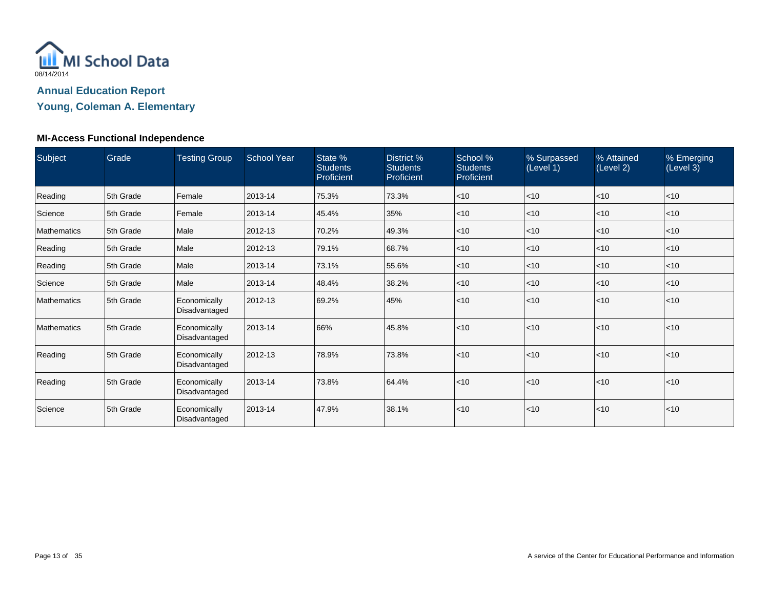MI School Data

08/14/2014

## Annual Education Report

## Young, Coleman A. Elementary

### MI-Access Functional Independence

| Subject | Grade | Testing Group | School Year | State % Students Proficient | District % Students Proficient | School % Students Proficient | % Surpassed (Level 1) | % Attained (Level 2) | % Emerging (Level 3) |
|---|---|---|---|---|---|---|---|---|---|
| Reading | 5th Grade | Female | 2013-14 | 75.3% | 73.3% | <10 | <10 | <10 | <10 |
| Science | 5th Grade | Female | 2013-14 | 45.4% | 35% | <10 | <10 | <10 | <10 |
| Mathematics | 5th Grade | Male | 2012-13 | 70.2% | 49.3% | <10 | <10 | <10 | <10 |
| Reading | 5th Grade | Male | 2012-13 | 79.1% | 68.7% | <10 | <10 | <10 | <10 |
| Reading | 5th Grade | Male | 2013-14 | 73.1% | 55.6% | <10 | <10 | <10 | <10 |
| Science | 5th Grade | Male | 2013-14 | 48.4% | 38.2% | <10 | <10 | <10 | <10 |
| Mathematics | 5th Grade | Economically Disadvantaged | 2012-13 | 69.2% | 45% | <10 | <10 | <10 | <10 |
| Mathematics | 5th Grade | Economically Disadvantaged | 2013-14 | 66% | 45.8% | <10 | <10 | <10 | <10 |
| Reading | 5th Grade | Economically Disadvantaged | 2012-13 | 78.9% | 73.8% | <10 | <10 | <10 | <10 |
| Reading | 5th Grade | Economically Disadvantaged | 2013-14 | 73.8% | 64.4% | <10 | <10 | <10 | <10 |
| Science | 5th Grade | Economically Disadvantaged | 2013-14 | 47.9% | 38.1% | <10 | <10 | <10 | <10 |

A service of the Center for Educational Performance and Information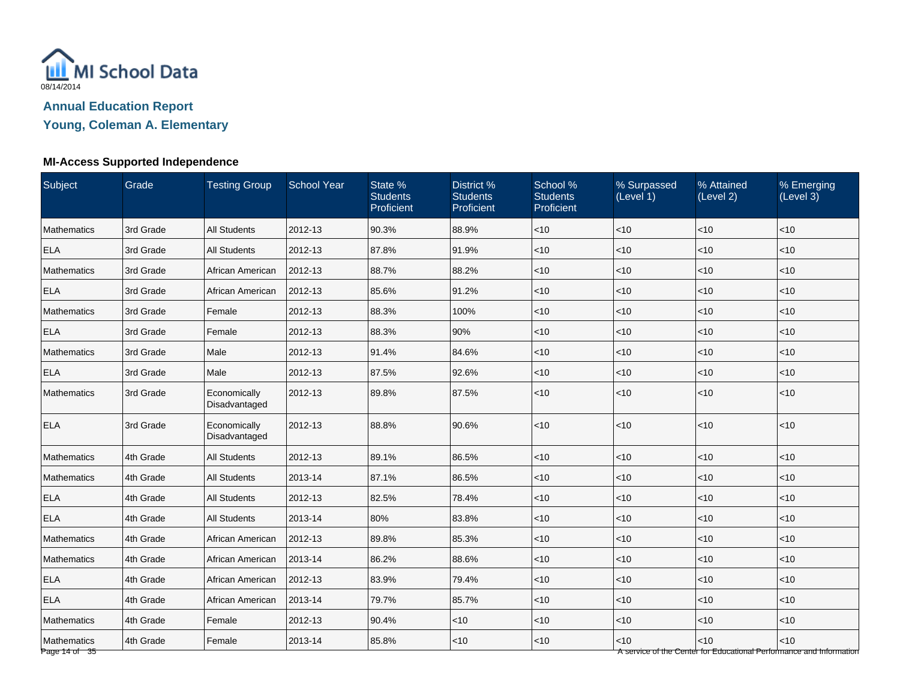MI School Data
08/14/2014

## Annual Education Report

## Young, Coleman A. Elementary

### MI-Access Supported Independence

| Subject | Grade | Testing Group | School Year | State % Students Proficient | District % Students Proficient | School % Students Proficient | % Surpassed (Level 1) | % Attained (Level 2) | % Emerging (Level 3) |
|---|---|---|---|---|---|---|---|---|---|
| Mathematics | 3rd Grade | All Students | 2012-13 | 90.3% | 88.9% | <10 | <10 | <10 | <10 |
| ELA | 3rd Grade | All Students | 2012-13 | 87.8% | 91.9% | <10 | <10 | <10 | <10 |
| Mathematics | 3rd Grade | African American | 2012-13 | 88.7% | 88.2% | <10 | <10 | <10 | <10 |
| ELA | 3rd Grade | African American | 2012-13 | 85.6% | 91.2% | <10 | <10 | <10 | <10 |
| Mathematics | 3rd Grade | Female | 2012-13 | 88.3% | 100% | <10 | <10 | <10 | <10 |
| ELA | 3rd Grade | Female | 2012-13 | 88.3% | 90% | <10 | <10 | <10 | <10 |
| Mathematics | 3rd Grade | Male | 2012-13 | 91.4% | 84.6% | <10 | <10 | <10 | <10 |
| ELA | 3rd Grade | Male | 2012-13 | 87.5% | 92.6% | <10 | <10 | <10 | <10 |
| Mathematics | 3rd Grade | Economically Disadvantaged | 2012-13 | 89.8% | 87.5% | <10 | <10 | <10 | <10 |
| ELA | 3rd Grade | Economically Disadvantaged | 2012-13 | 88.8% | 90.6% | <10 | <10 | <10 | <10 |
| Mathematics | 4th Grade | All Students | 2012-13 | 89.1% | 86.5% | <10 | <10 | <10 | <10 |
| Mathematics | 4th Grade | All Students | 2013-14 | 87.1% | 86.5% | <10 | <10 | <10 | <10 |
| ELA | 4th Grade | All Students | 2012-13 | 82.5% | 78.4% | <10 | <10 | <10 | <10 |
| ELA | 4th Grade | All Students | 2013-14 | 80% | 83.8% | <10 | <10 | <10 | <10 |
| Mathematics | 4th Grade | African American | 2012-13 | 89.8% | 85.3% | <10 | <10 | <10 | <10 |
| Mathematics | 4th Grade | African American | 2013-14 | 86.2% | 88.6% | <10 | <10 | <10 | <10 |
| ELA | 4th Grade | African American | 2012-13 | 83.9% | 79.4% | <10 | <10 | <10 | <10 |
| ELA | 4th Grade | African American | 2013-14 | 79.7% | 85.7% | <10 | <10 | <10 | <10 |
| Mathematics | 4th Grade | Female | 2012-13 | 90.4% | <10 | <10 | <10 | <10 | <10 |
| Mathematics | 4th Grade | Female | 2013-14 | 85.8% | <10 | <10 | <10 | <10 | <10 |

A service of the Center for Educational Performance and Information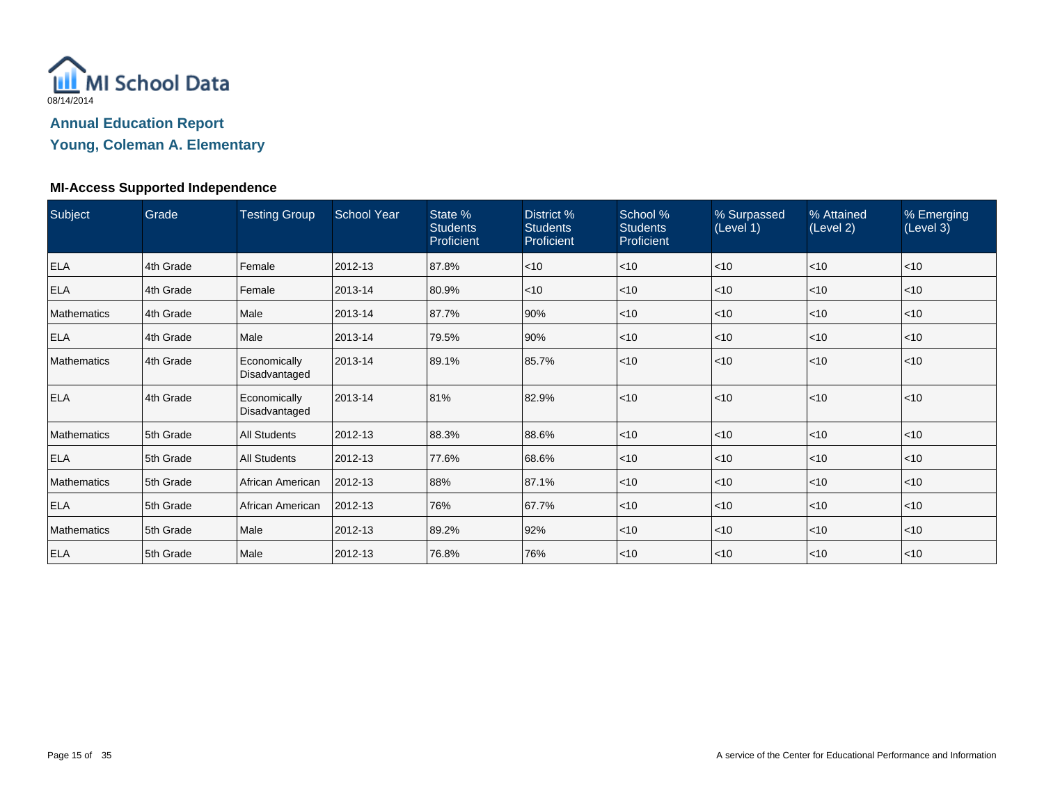MI School Data

08/14/2014

## Annual Education Report

## Young, Coleman A. Elementary

### MI-Access Supported Independence

| Subject | Grade | Testing Group | School Year | State % Students Proficient | District % Students Proficient | School % Students Proficient | % Surpassed (Level 1) | % Attained (Level 2) | % Emerging (Level 3) |
|---|---|---|---|---|---|---|---|---|---|
| ELA | 4th Grade | Female | 2012-13 | 87.8% | <10 | <10 | <10 | <10 | <10 |
| ELA | 4th Grade | Female | 2013-14 | 80.9% | <10 | <10 | <10 | <10 | <10 |
| Mathematics | 4th Grade | Male | 2013-14 | 87.7% | 90% | <10 | <10 | <10 | <10 |
| ELA | 4th Grade | Male | 2013-14 | 79.5% | 90% | <10 | <10 | <10 | <10 |
| Mathematics | 4th Grade | Economically Disadvantaged | 2013-14 | 89.1% | 85.7% | <10 | <10 | <10 | <10 |
| ELA | 4th Grade | Economically Disadvantaged | 2013-14 | 81% | 82.9% | <10 | <10 | <10 | <10 |
| Mathematics | 5th Grade | All Students | 2012-13 | 88.3% | 88.6% | <10 | <10 | <10 | <10 |
| ELA | 5th Grade | All Students | 2012-13 | 77.6% | 68.6% | <10 | <10 | <10 | <10 |
| Mathematics | 5th Grade | African American | 2012-13 | 88% | 87.1% | <10 | <10 | <10 | <10 |
| ELA | 5th Grade | African American | 2012-13 | 76% | 67.7% | <10 | <10 | <10 | <10 |
| Mathematics | 5th Grade | Male | 2012-13 | 89.2% | 92% | <10 | <10 | <10 | <10 |
| ELA | 5th Grade | Male | 2012-13 | 76.8% | 76% | <10 | <10 | <10 | <10 |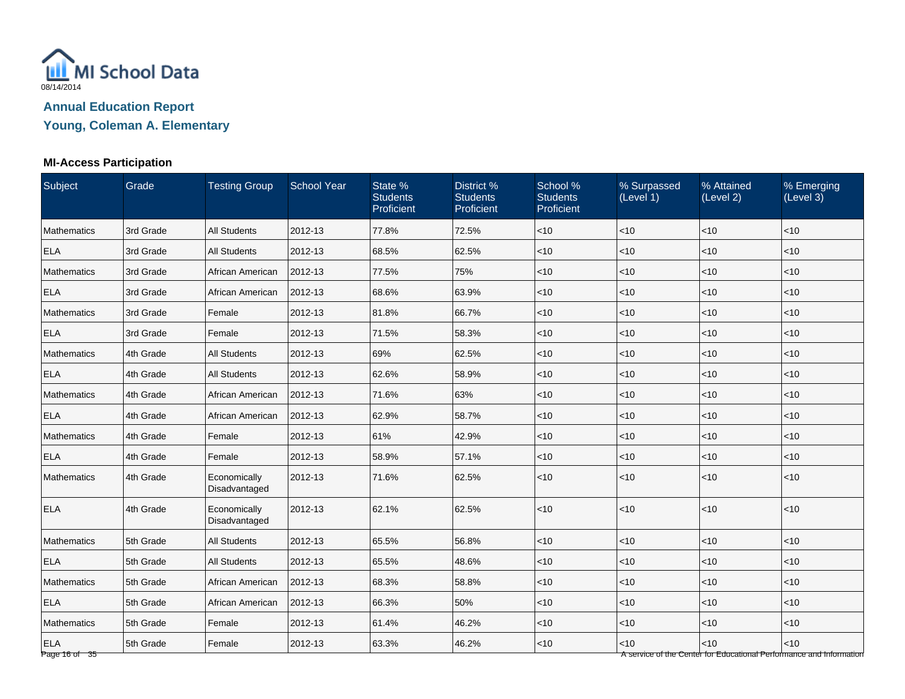MI School Data

08/14/2014

## Annual Education Report

## Young, Coleman A. Elementary

### MI-Access Participation

| Subject | Grade | Testing Group | School Year | State % Students Proficient | District % Students Proficient | School % Students Proficient | % Surpassed (Level 1) | % Attained (Level 2) | % Emerging (Level 3) |
|---|---|---|---|---|---|---|---|---|---|
| Mathematics | 3rd Grade | All Students | 2012-13 | 77.8% | 72.5% | <10 | <10 | <10 | <10 |
| ELA | 3rd Grade | All Students | 2012-13 | 68.5% | 62.5% | <10 | <10 | <10 | <10 |
| Mathematics | 3rd Grade | African American | 2012-13 | 77.5% | 75% | <10 | <10 | <10 | <10 |
| ELA | 3rd Grade | African American | 2012-13 | 68.6% | 63.9% | <10 | <10 | <10 | <10 |
| Mathematics | 3rd Grade | Female | 2012-13 | 81.8% | 66.7% | <10 | <10 | <10 | <10 |
| ELA | 3rd Grade | Female | 2012-13 | 71.5% | 58.3% | <10 | <10 | <10 | <10 |
| Mathematics | 4th Grade | All Students | 2012-13 | 69% | 62.5% | <10 | <10 | <10 | <10 |
| ELA | 4th Grade | All Students | 2012-13 | 62.6% | 58.9% | <10 | <10 | <10 | <10 |
| Mathematics | 4th Grade | African American | 2012-13 | 71.6% | 63% | <10 | <10 | <10 | <10 |
| ELA | 4th Grade | African American | 2012-13 | 62.9% | 58.7% | <10 | <10 | <10 | <10 |
| Mathematics | 4th Grade | Female | 2012-13 | 61% | 42.9% | <10 | <10 | <10 | <10 |
| ELA | 4th Grade | Female | 2012-13 | 58.9% | 57.1% | <10 | <10 | <10 | <10 |
| Mathematics | 4th Grade | Economically Disadvantaged | 2012-13 | 71.6% | 62.5% | <10 | <10 | <10 | <10 |
| ELA | 4th Grade | Economically Disadvantaged | 2012-13 | 62.1% | 62.5% | <10 | <10 | <10 | <10 |
| Mathematics | 5th Grade | All Students | 2012-13 | 65.5% | 56.8% | <10 | <10 | <10 | <10 |
| ELA | 5th Grade | All Students | 2012-13 | 65.5% | 48.6% | <10 | <10 | <10 | <10 |
| Mathematics | 5th Grade | African American | 2012-13 | 68.3% | 58.8% | <10 | <10 | <10 | <10 |
| ELA | 5th Grade | African American | 2012-13 | 66.3% | 50% | <10 | <10 | <10 | <10 |
| Mathematics | 5th Grade | Female | 2012-13 | 61.4% | 46.2% | <10 | <10 | <10 | <10 |
| ELA | 5th Grade | Female | 2012-13 | 63.3% | 46.2% | <10 | <10 | <10 | <10 |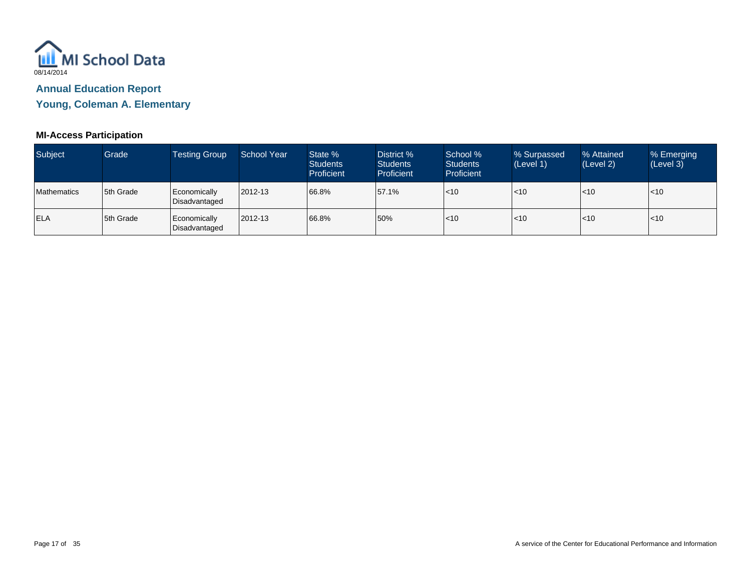MI School Data

08/14/2014

## Annual Education Report

## Young, Coleman A. Elementary

### MI-Access Participation

| Subject | Grade | Testing Group | School Year | State % Students Proficient | District % Students Proficient | School % Students Proficient | % Surpassed (Level 1) | % Attained (Level 2) | % Emerging (Level 3) |
|---|---|---|---|---|---|---|---|---|---|
| Mathematics | 5th Grade | Economically Disadvantaged | 2012-13 | 66.8% | 57.1% | <10 | <10 | <10 | <10 |
| ELA | 5th Grade | Economically Disadvantaged | 2012-13 | 66.8% | 50% | <10 | <10 | <10 | <10 |

A service of the Center for Educational Performance and Information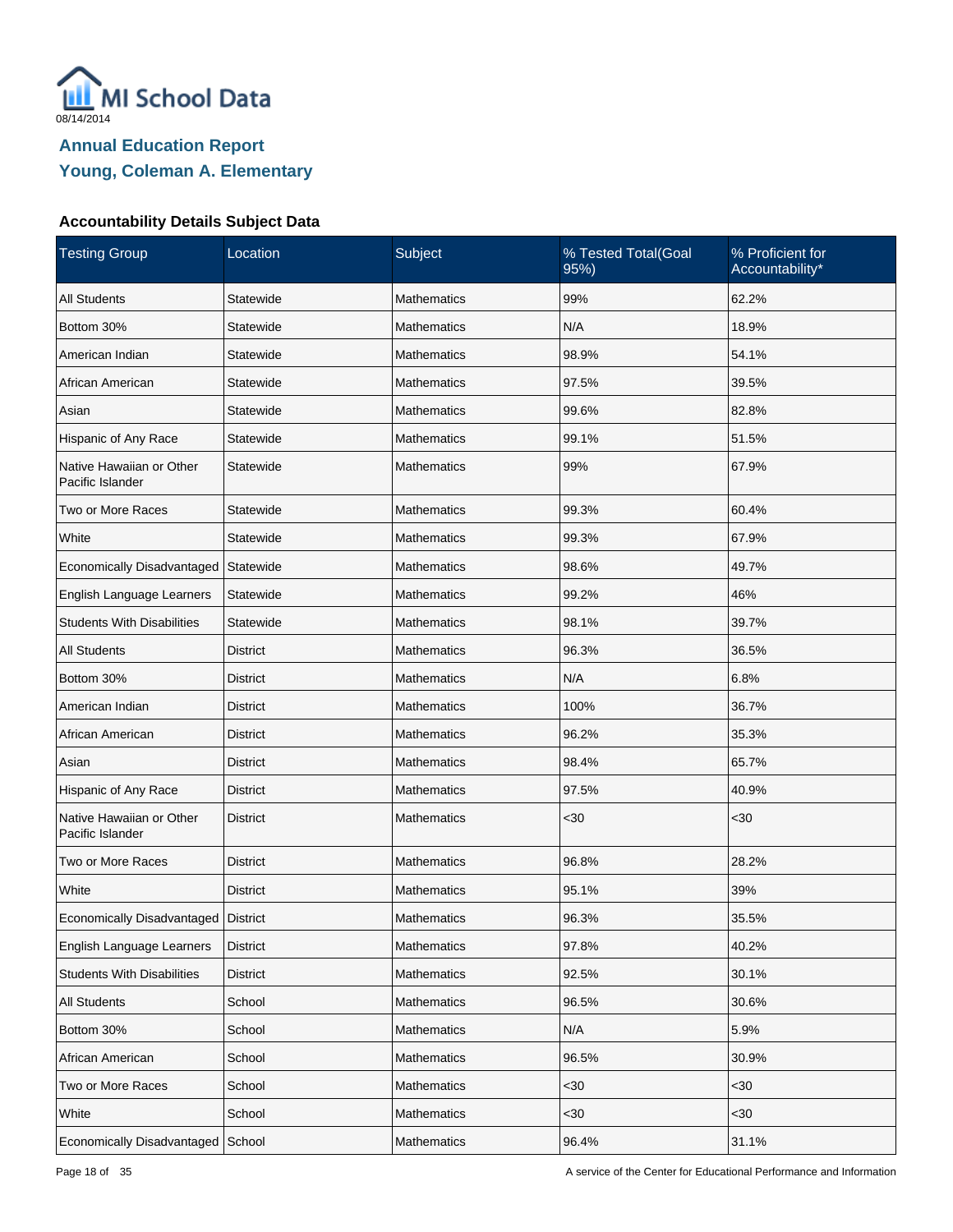MI School Data
08/14/2014

## Annual Education Report
## Young, Coleman A. Elementary

### Accountability Details Subject Data

| Testing Group | Location | Subject | % Tested Total(Goal 95%) | % Proficient for Accountability* |
|---|---|---|---|---|
| All Students | Statewide | Mathematics | 99% | 62.2% |
| Bottom 30% | Statewide | Mathematics | N/A | 18.9% |
| American Indian | Statewide | Mathematics | 98.9% | 54.1% |
| African American | Statewide | Mathematics | 97.5% | 39.5% |
| Asian | Statewide | Mathematics | 99.6% | 82.8% |
| Hispanic of Any Race | Statewide | Mathematics | 99.1% | 51.5% |
| Native Hawaiian or Other Pacific Islander | Statewide | Mathematics | 99% | 67.9% |
| Two or More Races | Statewide | Mathematics | 99.3% | 60.4% |
| White | Statewide | Mathematics | 99.3% | 67.9% |
| Economically Disadvantaged | Statewide | Mathematics | 98.6% | 49.7% |
| English Language Learners | Statewide | Mathematics | 99.2% | 46% |
| Students With Disabilities | Statewide | Mathematics | 98.1% | 39.7% |
| All Students | District | Mathematics | 96.3% | 36.5% |
| Bottom 30% | District | Mathematics | N/A | 6.8% |
| American Indian | District | Mathematics | 100% | 36.7% |
| African American | District | Mathematics | 96.2% | 35.3% |
| Asian | District | Mathematics | 98.4% | 65.7% |
| Hispanic of Any Race | District | Mathematics | 97.5% | 40.9% |
| Native Hawaiian or Other Pacific Islander | District | Mathematics | <30 | <30 |
| Two or More Races | District | Mathematics | 96.8% | 28.2% |
| White | District | Mathematics | 95.1% | 39% |
| Economically Disadvantaged | District | Mathematics | 96.3% | 35.5% |
| English Language Learners | District | Mathematics | 97.8% | 40.2% |
| Students With Disabilities | District | Mathematics | 92.5% | 30.1% |
| All Students | School | Mathematics | 96.5% | 30.6% |
| Bottom 30% | School | Mathematics | N/A | 5.9% |
| African American | School | Mathematics | 96.5% | 30.9% |
| Two or More Races | School | Mathematics | <30 | <30 |
| White | School | Mathematics | <30 | <30 |
| Economically Disadvantaged | School | Mathematics | 96.4% | 31.1% |

A service of the Center for Educational Performance and Information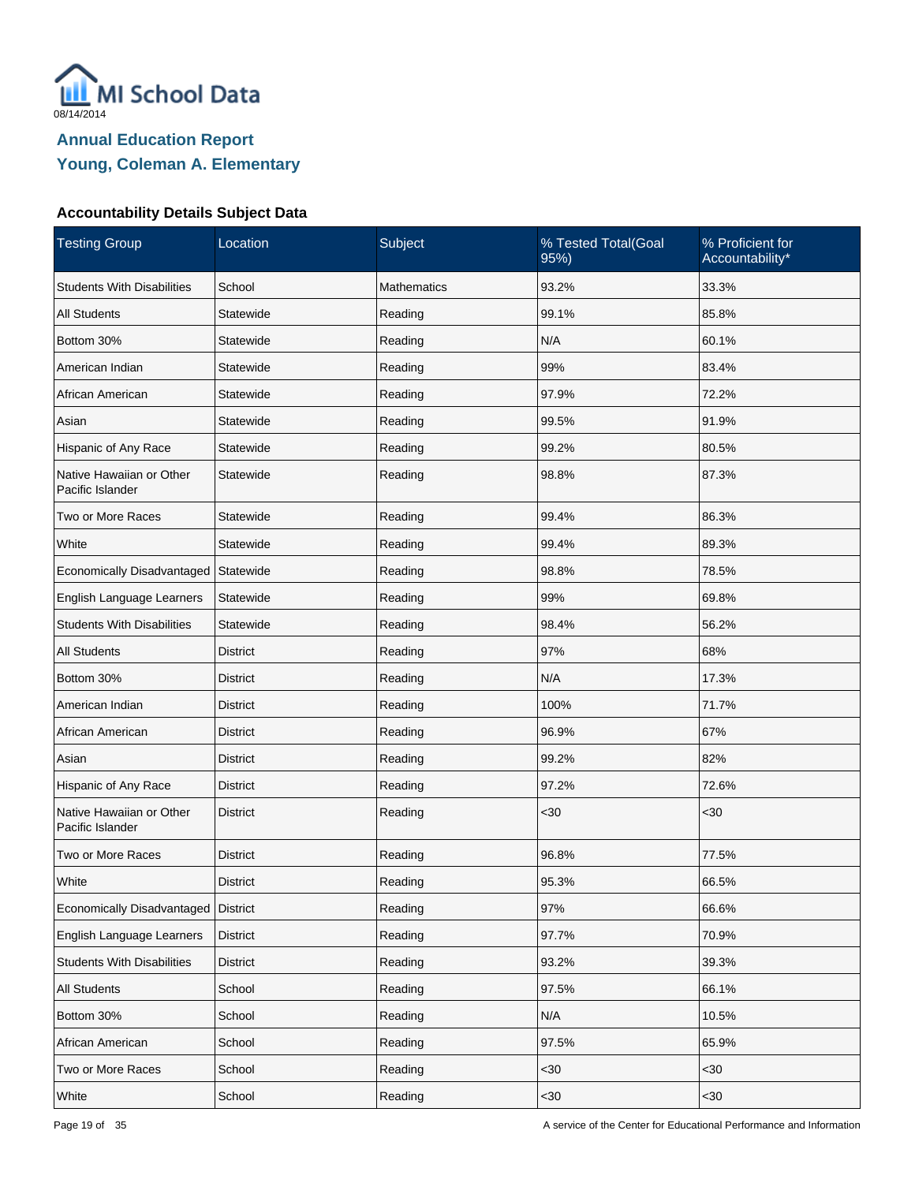MI School Data

08/14/2014

## Annual Education Report
## Young, Coleman A. Elementary

### Accountability Details Subject Data

| Testing Group | Location | Subject | % Tested Total(Goal 95%) | % Proficient for Accountability* |
|---|---|---|---|---|
| Students With Disabilities | School | Mathematics | 93.2% | 33.3% |
| All Students | Statewide | Reading | 99.1% | 85.8% |
| Bottom 30% | Statewide | Reading | N/A | 60.1% |
| American Indian | Statewide | Reading | 99% | 83.4% |
| African American | Statewide | Reading | 97.9% | 72.2% |
| Asian | Statewide | Reading | 99.5% | 91.9% |
| Hispanic of Any Race | Statewide | Reading | 99.2% | 80.5% |
| Native Hawaiian or Other Pacific Islander | Statewide | Reading | 98.8% | 87.3% |
| Two or More Races | Statewide | Reading | 99.4% | 86.3% |
| White | Statewide | Reading | 99.4% | 89.3% |
| Economically Disadvantaged | Statewide | Reading | 98.8% | 78.5% |
| English Language Learners | Statewide | Reading | 99% | 69.8% |
| Students With Disabilities | Statewide | Reading | 98.4% | 56.2% |
| All Students | District | Reading | 97% | 68% |
| Bottom 30% | District | Reading | N/A | 17.3% |
| American Indian | District | Reading | 100% | 71.7% |
| African American | District | Reading | 96.9% | 67% |
| Asian | District | Reading | 99.2% | 82% |
| Hispanic of Any Race | District | Reading | 97.2% | 72.6% |
| Native Hawaiian or Other Pacific Islander | District | Reading | <30 | <30 |
| Two or More Races | District | Reading | 96.8% | 77.5% |
| White | District | Reading | 95.3% | 66.5% |
| Economically Disadvantaged | District | Reading | 97% | 66.6% |
| English Language Learners | District | Reading | 97.7% | 70.9% |
| Students With Disabilities | District | Reading | 93.2% | 39.3% |
| All Students | School | Reading | 97.5% | 66.1% |
| Bottom 30% | School | Reading | N/A | 10.5% |
| African American | School | Reading | 97.5% | 65.9% |
| Two or More Races | School | Reading | <30 | <30 |
| White | School | Reading | <30 | <30 |

A service of the Center for Educational Performance and Information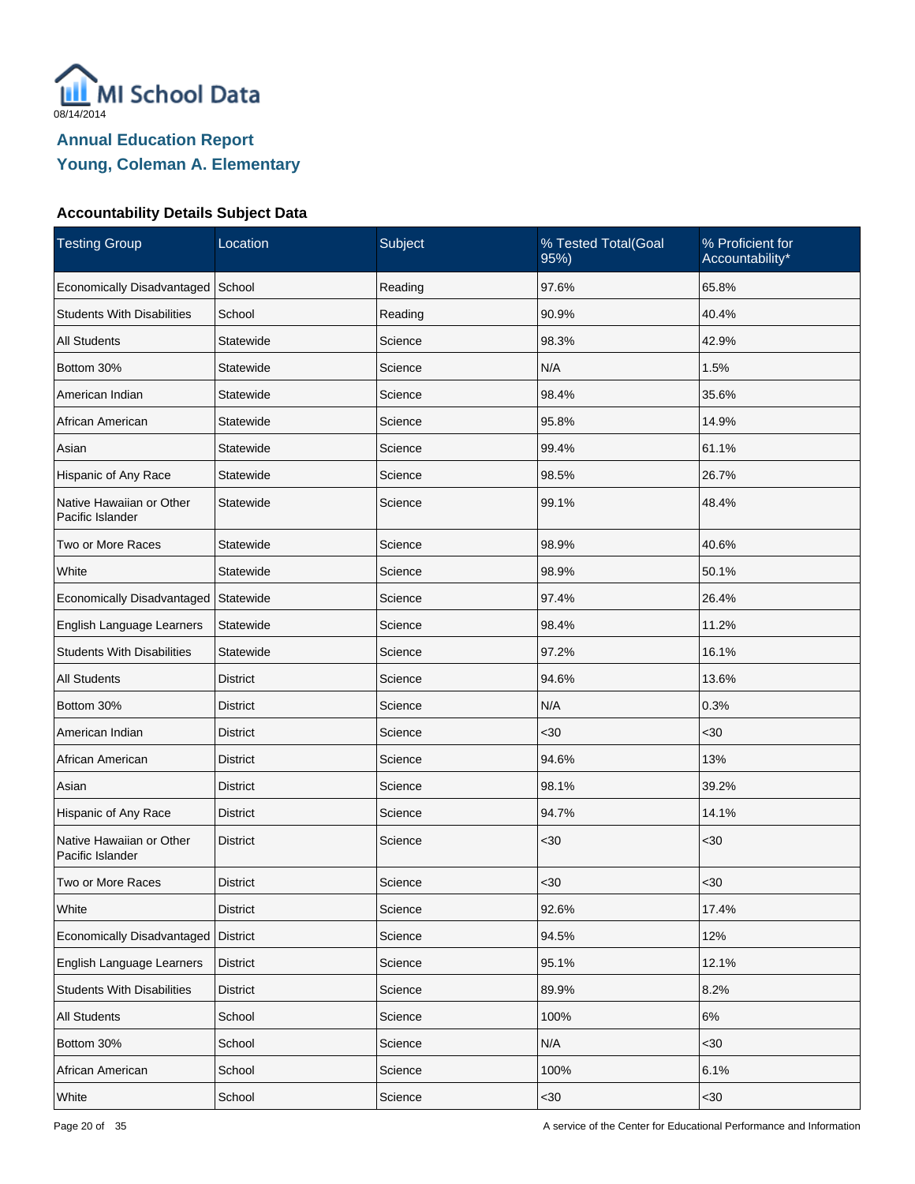08/14/2014

## Annual Education Report
## Young, Coleman A. Elementary

### Accountability Details Subject Data

| Testing Group | Location | Subject | % Tested Total(Goal 95%) | % Proficient for Accountability* |
|---|---|---|---|---|
| Economically Disadvantaged | School | Reading | 97.6% | 65.8% |
| Students With Disabilities | School | Reading | 90.9% | 40.4% |
| All Students | Statewide | Science | 98.3% | 42.9% |
| Bottom 30% | Statewide | Science | N/A | 1.5% |
| American Indian | Statewide | Science | 98.4% | 35.6% |
| African American | Statewide | Science | 95.8% | 14.9% |
| Asian | Statewide | Science | 99.4% | 61.1% |
| Hispanic of Any Race | Statewide | Science | 98.5% | 26.7% |
| Native Hawaiian or Other Pacific Islander | Statewide | Science | 99.1% | 48.4% |
| Two or More Races | Statewide | Science | 98.9% | 40.6% |
| White | Statewide | Science | 98.9% | 50.1% |
| Economically Disadvantaged | Statewide | Science | 97.4% | 26.4% |
| English Language Learners | Statewide | Science | 98.4% | 11.2% |
| Students With Disabilities | Statewide | Science | 97.2% | 16.1% |
| All Students | District | Science | 94.6% | 13.6% |
| Bottom 30% | District | Science | N/A | 0.3% |
| American Indian | District | Science | <30 | <30 |
| African American | District | Science | 94.6% | 13% |
| Asian | District | Science | 98.1% | 39.2% |
| Hispanic of Any Race | District | Science | 94.7% | 14.1% |
| Native Hawaiian or Other Pacific Islander | District | Science | <30 | <30 |
| Two or More Races | District | Science | <30 | <30 |
| White | District | Science | 92.6% | 17.4% |
| Economically Disadvantaged | District | Science | 94.5% | 12% |
| English Language Learners | District | Science | 95.1% | 12.1% |
| Students With Disabilities | District | Science | 89.9% | 8.2% |
| All Students | School | Science | 100% | 6% |
| Bottom 30% | School | Science | N/A | <30 |
| African American | School | Science | 100% | 6.1% |
| White | School | Science | <30 | <30 |

A service of the Center for Educational Performance and Information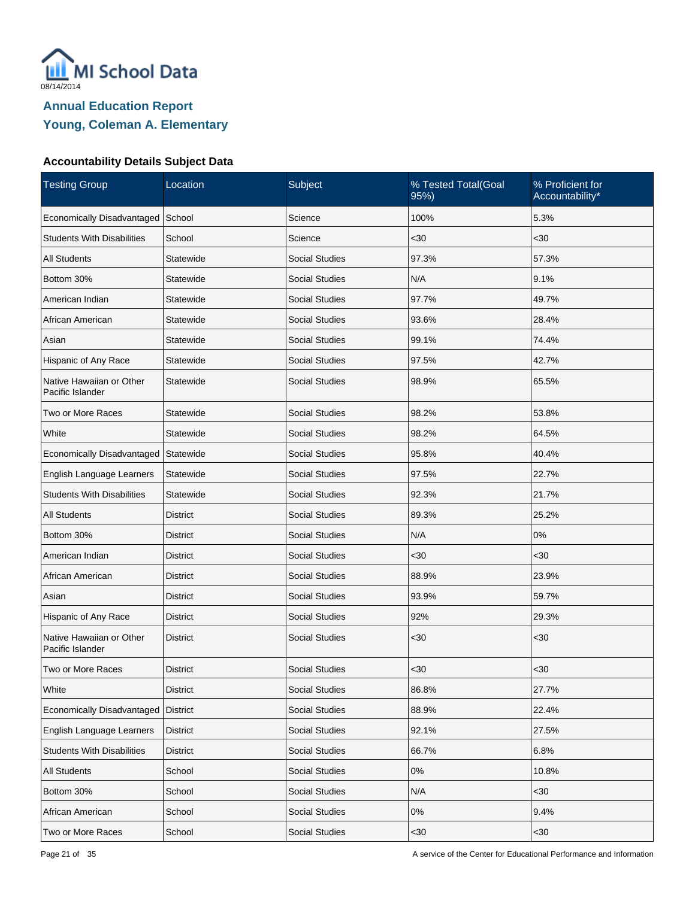MI School Data
08/14/2014

## Annual Education Report
## Young, Coleman A. Elementary

### Accountability Details Subject Data

| Testing Group | Location | Subject | % Tested Total(Goal 95%) | % Proficient for Accountability* |
|---|---|---|---|---|
| Economically Disadvantaged | School | Science | 100% | 5.3% |
| Students With Disabilities | School | Science | <30 | <30 |
| All Students | Statewide | Social Studies | 97.3% | 57.3% |
| Bottom 30% | Statewide | Social Studies | N/A | 9.1% |
| American Indian | Statewide | Social Studies | 97.7% | 49.7% |
| African American | Statewide | Social Studies | 93.6% | 28.4% |
| Asian | Statewide | Social Studies | 99.1% | 74.4% |
| Hispanic of Any Race | Statewide | Social Studies | 97.5% | 42.7% |
| Native Hawaiian or Other Pacific Islander | Statewide | Social Studies | 98.9% | 65.5% |
| Two or More Races | Statewide | Social Studies | 98.2% | 53.8% |
| White | Statewide | Social Studies | 98.2% | 64.5% |
| Economically Disadvantaged | Statewide | Social Studies | 95.8% | 40.4% |
| English Language Learners | Statewide | Social Studies | 97.5% | 22.7% |
| Students With Disabilities | Statewide | Social Studies | 92.3% | 21.7% |
| All Students | District | Social Studies | 89.3% | 25.2% |
| Bottom 30% | District | Social Studies | N/A | 0% |
| American Indian | District | Social Studies | <30 | <30 |
| African American | District | Social Studies | 88.9% | 23.9% |
| Asian | District | Social Studies | 93.9% | 59.7% |
| Hispanic of Any Race | District | Social Studies | 92% | 29.3% |
| Native Hawaiian or Other Pacific Islander | District | Social Studies | <30 | <30 |
| Two or More Races | District | Social Studies | <30 | <30 |
| White | District | Social Studies | 86.8% | 27.7% |
| Economically Disadvantaged | District | Social Studies | 88.9% | 22.4% |
| English Language Learners | District | Social Studies | 92.1% | 27.5% |
| Students With Disabilities | District | Social Studies | 66.7% | 6.8% |
| All Students | School | Social Studies | 0% | 10.8% |
| Bottom 30% | School | Social Studies | N/A | <30 |
| African American | School | Social Studies | 0% | 9.4% |
| Two or More Races | School | Social Studies | <30 | <30 |

A service of the Center for Educational Performance and Information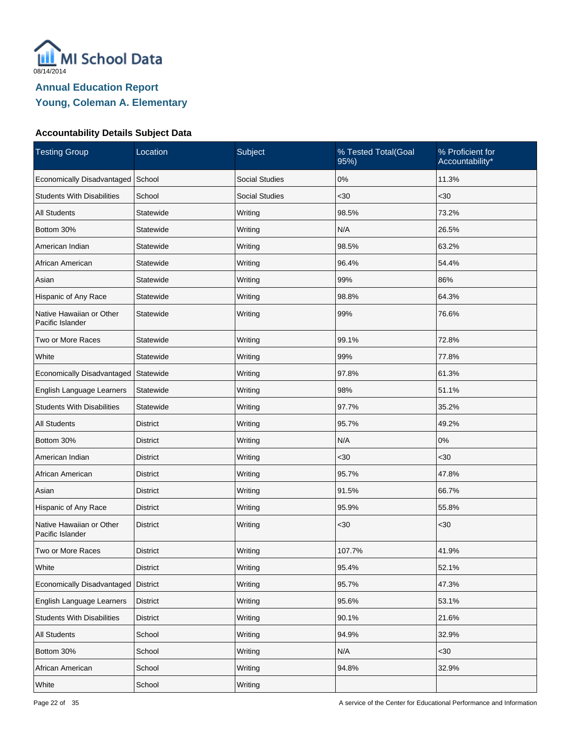# Annual Education Report

## Young, Coleman A. Elementary

### Accountability Details Subject Data

| Testing Group | Location | Subject | % Tested Total(Goal 95%) | % Proficient for Accountability* |
|---|---|---|---|---|
| Economically Disadvantaged | School | Social Studies | 0% | 11.3% |
| Students With Disabilities | School | Social Studies | <30 | <30 |
| All Students | Statewide | Writing | 98.5% | 73.2% |
| Bottom 30% | Statewide | Writing | N/A | 26.5% |
| American Indian | Statewide | Writing | 98.5% | 63.2% |
| African American | Statewide | Writing | 96.4% | 54.4% |
| Asian | Statewide | Writing | 99% | 86% |
| Hispanic of Any Race | Statewide | Writing | 98.8% | 64.3% |
| Native Hawaiian or Other Pacific Islander | Statewide | Writing | 99% | 76.6% |
| Two or More Races | Statewide | Writing | 99.1% | 72.8% |
| White | Statewide | Writing | 99% | 77.8% |
| Economically Disadvantaged | Statewide | Writing | 97.8% | 61.3% |
| English Language Learners | Statewide | Writing | 98% | 51.1% |
| Students With Disabilities | Statewide | Writing | 97.7% | 35.2% |
| All Students | District | Writing | 95.7% | 49.2% |
| Bottom 30% | District | Writing | N/A | 0% |
| American Indian | District | Writing | <30 | <30 |
| African American | District | Writing | 95.7% | 47.8% |
| Asian | District | Writing | 91.5% | 66.7% |
| Hispanic of Any Race | District | Writing | 95.9% | 55.8% |
| Native Hawaiian or Other Pacific Islander | District | Writing | <30 | <30 |
| Two or More Races | District | Writing | 107.7% | 41.9% |
| White | District | Writing | 95.4% | 52.1% |
| Economically Disadvantaged | District | Writing | 95.7% | 47.3% |
| English Language Learners | District | Writing | 95.6% | 53.1% |
| Students With Disabilities | District | Writing | 90.1% | 21.6% |
| All Students | School | Writing | 94.9% | 32.9% |
| Bottom 30% | School | Writing | N/A | <30 |
| African American | School | Writing | 94.8% | 32.9% |
| White | School | Writing | | |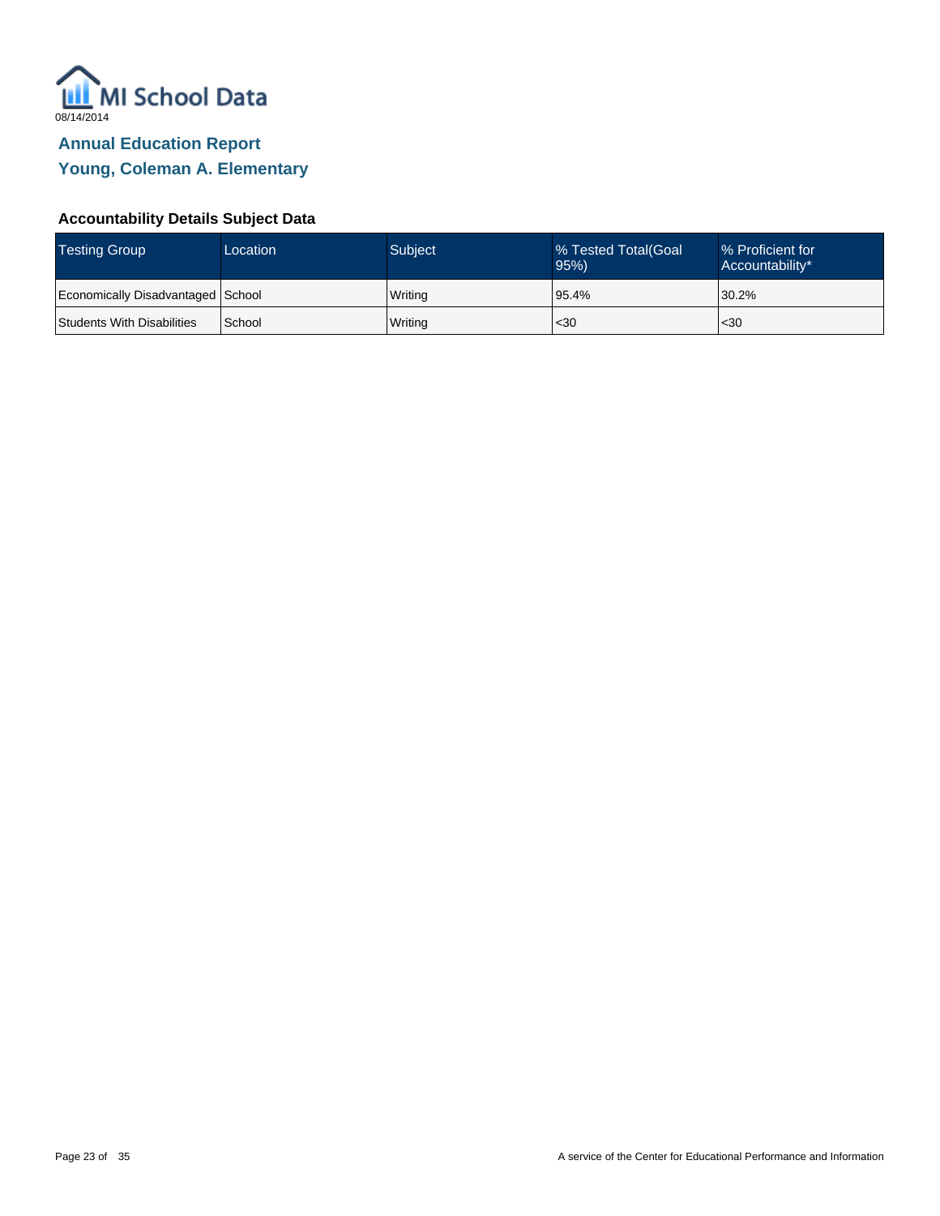MI School Data

08/14/2014

## Annual Education Report

## Young, Coleman A. Elementary

### Accountability Details Subject Data

| Testing Group | Location | Subject | % Tested Total(Goal 95%) | % Proficient for Accountability* |
|---|---|---|---|---|
| Economically Disadvantaged | School | Writing | 95.4% | 30.2% |
| Students With Disabilities | School | Writing | <30 | <30 |

A service of the Center for Educational Performance and Information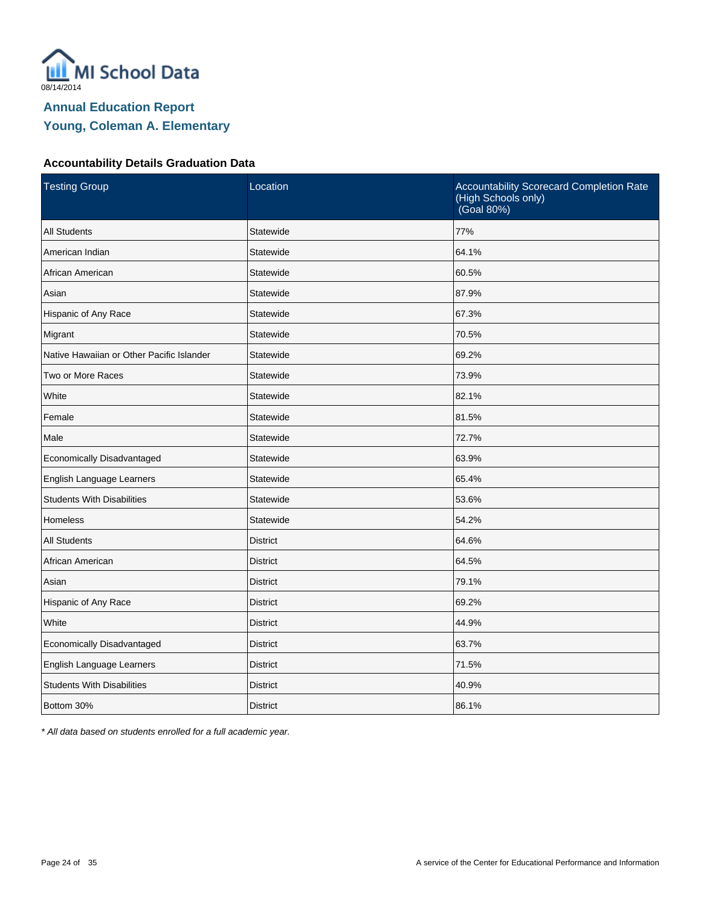MI School Data

08/14/2014

## Annual Education Report

## Young, Coleman A. Elementary

### Accountability Details Graduation Data

| Testing Group | Location | Accountability Scorecard Completion Rate (High Schools only) (Goal 80%) |
|---|---|---|
| All Students | Statewide | 77% |
| American Indian | Statewide | 64.1% |
| African American | Statewide | 60.5% |
| Asian | Statewide | 87.9% |
| Hispanic of Any Race | Statewide | 67.3% |
| Migrant | Statewide | 70.5% |
| Native Hawaiian or Other Pacific Islander | Statewide | 69.2% |
| Two or More Races | Statewide | 73.9% |
| White | Statewide | 82.1% |
| Female | Statewide | 81.5% |
| Male | Statewide | 72.7% |
| Economically Disadvantaged | Statewide | 63.9% |
| English Language Learners | Statewide | 65.4% |
| Students With Disabilities | Statewide | 53.6% |
| Homeless | Statewide | 54.2% |
| All Students | District | 64.6% |
| African American | District | 64.5% |
| Asian | District | 79.1% |
| Hispanic of Any Race | District | 69.2% |
| White | District | 44.9% |
| Economically Disadvantaged | District | 63.7% |
| English Language Learners | District | 71.5% |
| Students With Disabilities | District | 40.9% |
| Bottom 30% | District | 86.1% |

*\* All data based on students enrolled for a full academic year.*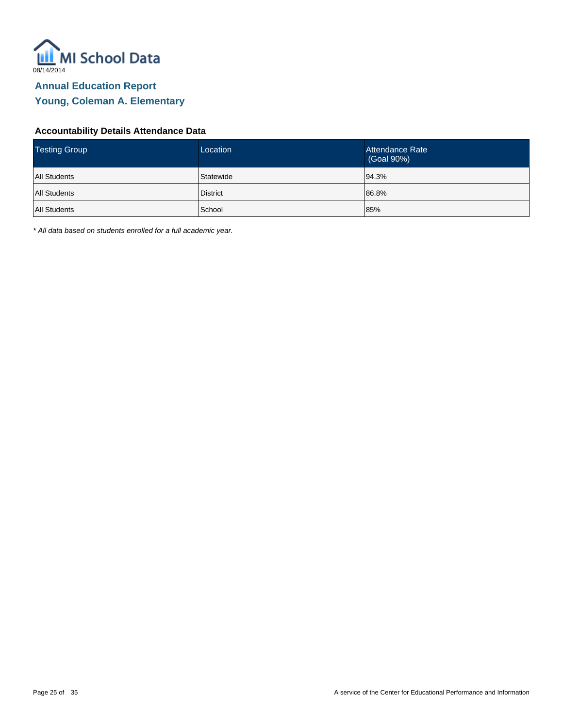MI School Data

08/14/2014

## Annual Education Report
## Young, Coleman A. Elementary

### Accountability Details Attendance Data

| Testing Group | Location | Attendance Rate (Goal 90%) |
|---|---|---|
| All Students | Statewide | 94.3% |
| All Students | District | 86.8% |
| All Students | School | 85% |

*\* All data based on students enrolled for a full academic year.*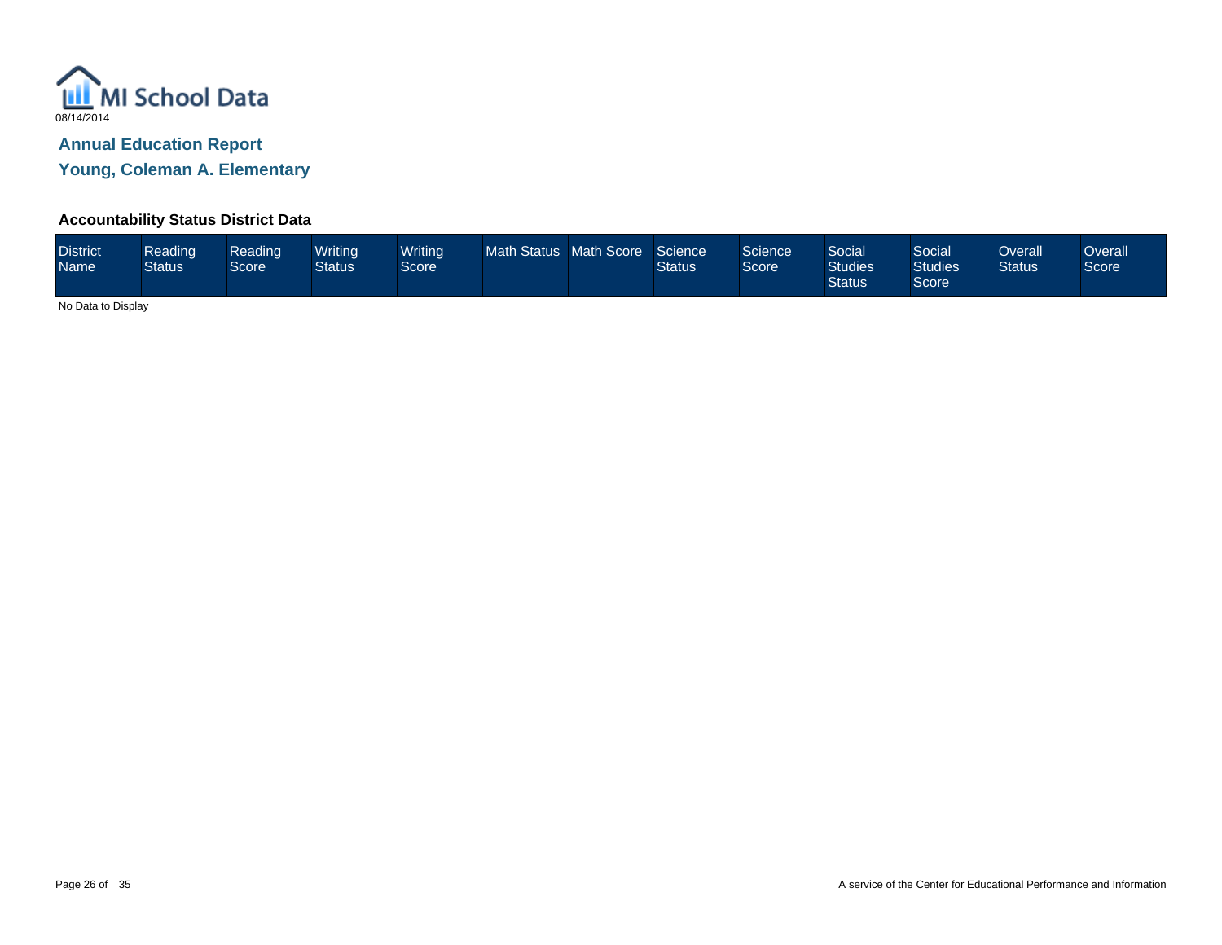MI School Data

08/14/2014

## Annual Education Report

## Young, Coleman A. Elementary

### Accountability Status District Data

| District Name | Reading Status | Reading Score | Writing Status | Writing Score | Math Status | Math Score | Science Status | Science Score | Social Studies Status | Social Studies Score | Overall Status | Overall Score |
|---|---|---|---|---|---|---|---|---|---|---|---|---|

No Data to Display

A service of the Center for Educational Performance and Information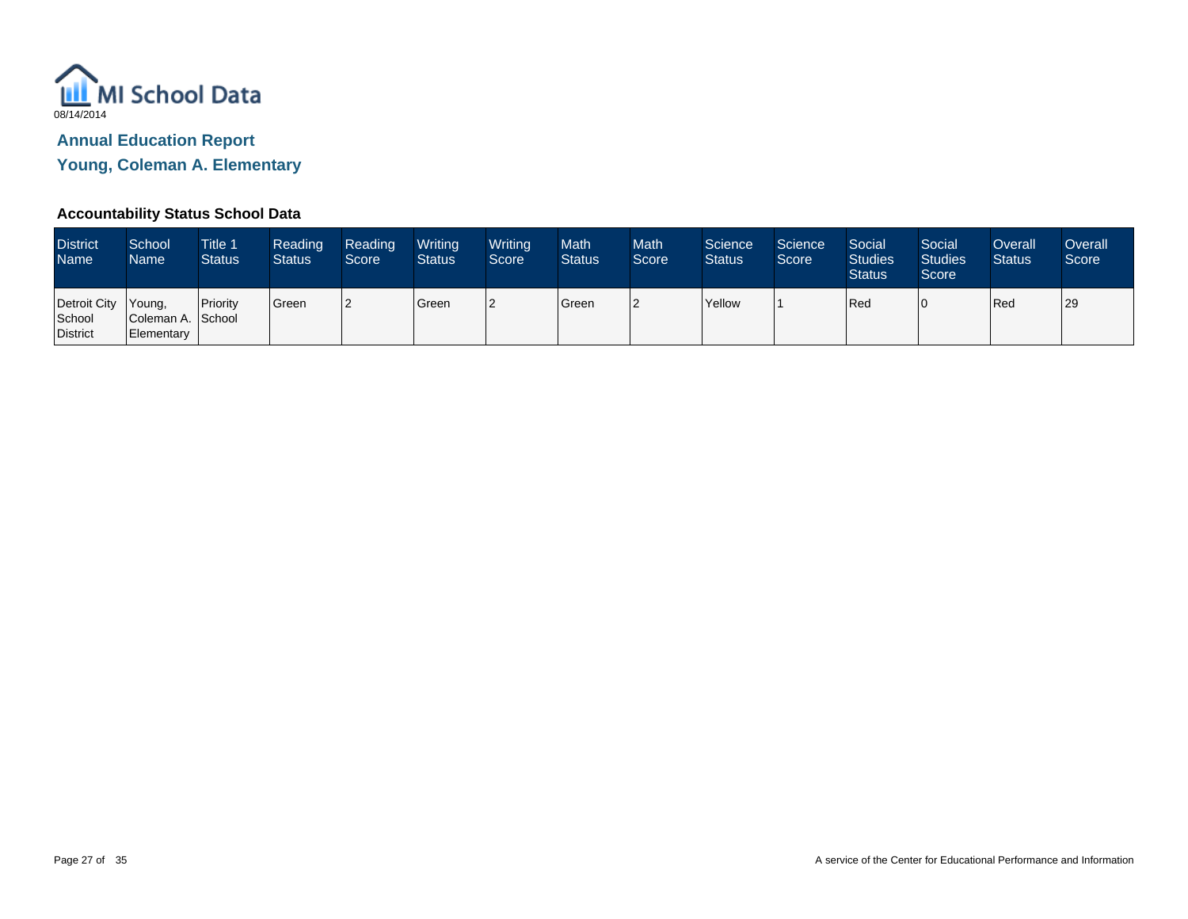MI School Data

08/14/2014

## Annual Education Report

## Young, Coleman A. Elementary

### Accountability Status School Data

| District Name | School Name | Title 1 Status | Reading Status | Reading Score | Writing Status | Writing Score | Math Status | Math Score | Science Status | Science Score | Social Studies Status | Social Studies Score | Overall Status | Overall Score |
|---|---|---|---|---|---|---|---|---|---|---|---|---|---|---|
| Detroit City School District | Young, Coleman A. Elementary | Priority School | Green | 2 | Green | 2 | Green | 2 | Yellow | 1 | Red | 0 | Red | 29 |

A service of the Center for Educational Performance and Information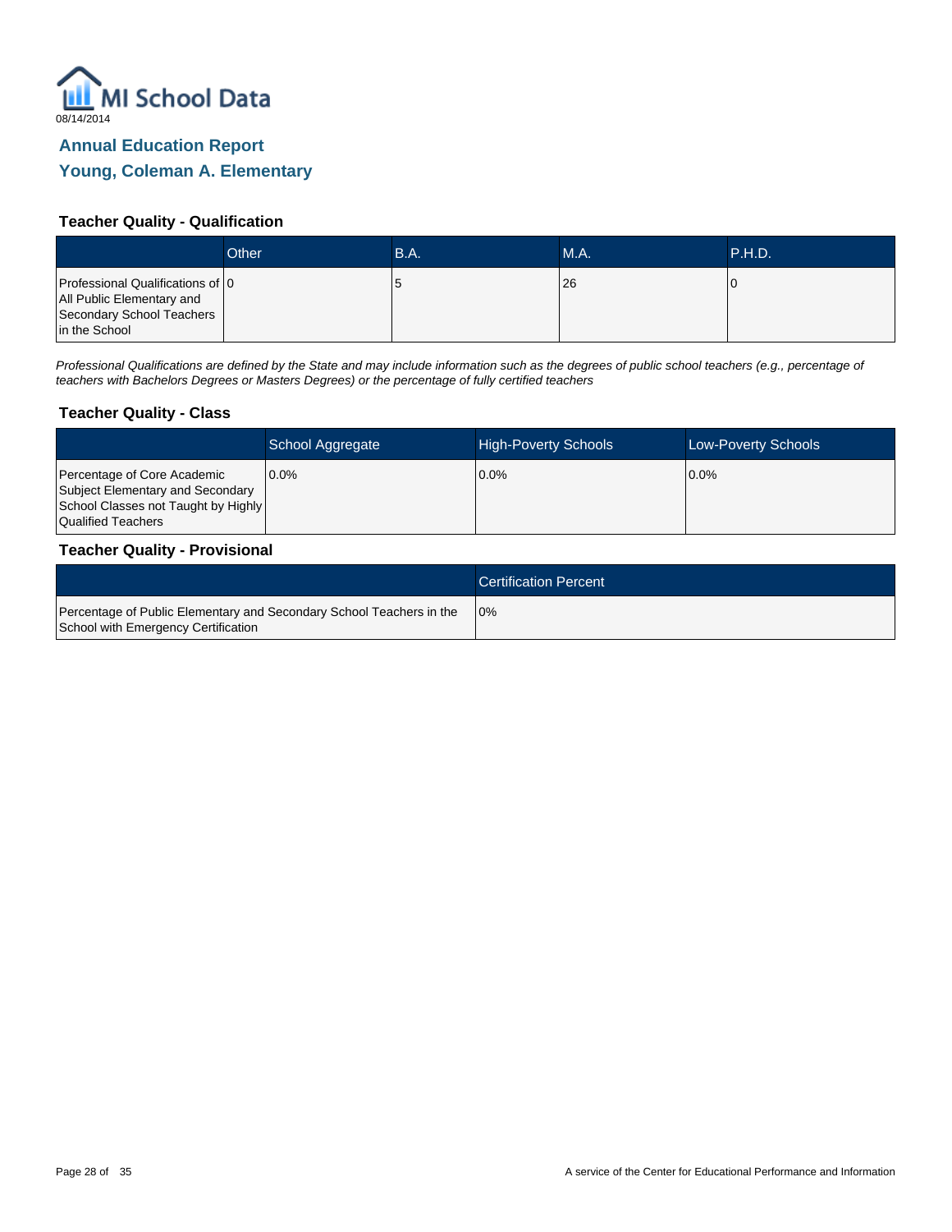MI School Data

08/14/2014

## Annual Education Report

## Young, Coleman A. Elementary

### Teacher Quality - Qualification

| | Other | B.A. | M.A. | P.H.D. |
|---|---|---|---|---|
| Professional Qualifications of All Public Elementary and Secondary School Teachers in the School | 0 | 5 | 26 | 0 |

*Professional Qualifications are defined by the State and may include information such as the degrees of public school teachers (e.g., percentage of teachers with Bachelors Degrees or Masters Degrees) or the percentage of fully certified teachers*

### Teacher Quality - Class

| | School Aggregate | High-Poverty Schools | Low-Poverty Schools |
|---|---|---|---|
| Percentage of Core Academic Subject Elementary and Secondary School Classes not Taught by Highly Qualified Teachers | 0.0% | 0.0% | 0.0% |

### Teacher Quality - Provisional

| | Certification Percent |
|---|---|
| Percentage of Public Elementary and Secondary School Teachers in the School with Emergency Certification | 0% |

A service of the Center for Educational Performance and Information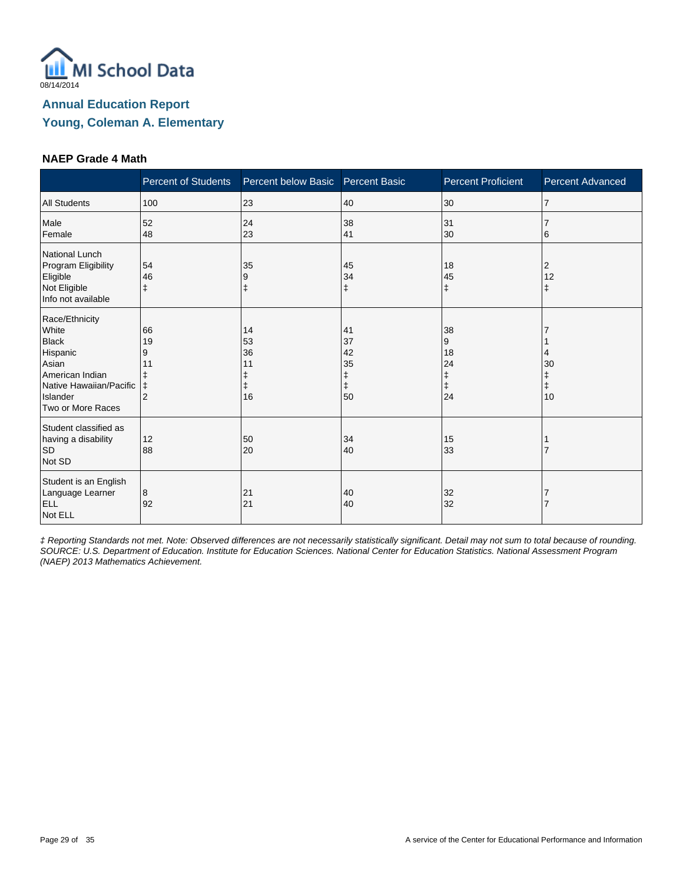MI School Data

08/14/2014

## Annual Education Report

## Young, Coleman A. Elementary

### NAEP Grade 4 Math

| | Percent of Students | Percent below Basic | Percent Basic | Percent Proficient | Percent Advanced |
|---|---|---|---|---|---|
| All Students | 100 | 23 | 40 | 30 | 7 |
| Male | 52 | 24 | 38 | 31 | 7 |
| Female | 48 | 23 | 41 | 30 | 6 |
| National Lunch Program Eligibility | | | | | |
| Eligible | 54 | 35 | 45 | 18 | 2 |
| Not Eligible | 46 | 9 | 34 | 45 | 12 |
| Info not available | ‡ | ‡ | ‡ | ‡ | ‡ |
| Race/Ethnicity | | | | | |
| White | 66 | 14 | 41 | 38 | 7 |
| Black | 19 | 53 | 37 | 9 | 1 |
| Hispanic | 9 | 36 | 42 | 18 | 4 |
| Asian | 11 | 11 | 35 | 24 | 30 |
| American Indian | ‡ | ‡ | ‡ | ‡ | ‡ |
| Native Hawaiian/Pacific Islander | ‡ | ‡ | ‡ | ‡ | ‡ |
| Two or More Races | 2 | 16 | 50 | 24 | 10 |
| Student classified as having a disability | | | | | |
| SD | 12 | 50 | 34 | 15 | 1 |
| Not SD | 88 | 20 | 40 | 33 | 7 |
| Student is an English Language Learner | | | | | |
| ELL | 8 | 21 | 40 | 32 | 7 |
| Not ELL | 92 | 21 | 40 | 32 | 7 |

*‡ Reporting Standards not met. Note: Observed differences are not necessarily statistically significant. Detail may not sum to total because of rounding. SOURCE: U.S. Department of Education. Institute for Education Sciences. National Center for Education Statistics. National Assessment Program (NAEP) 2013 Mathematics Achievement.*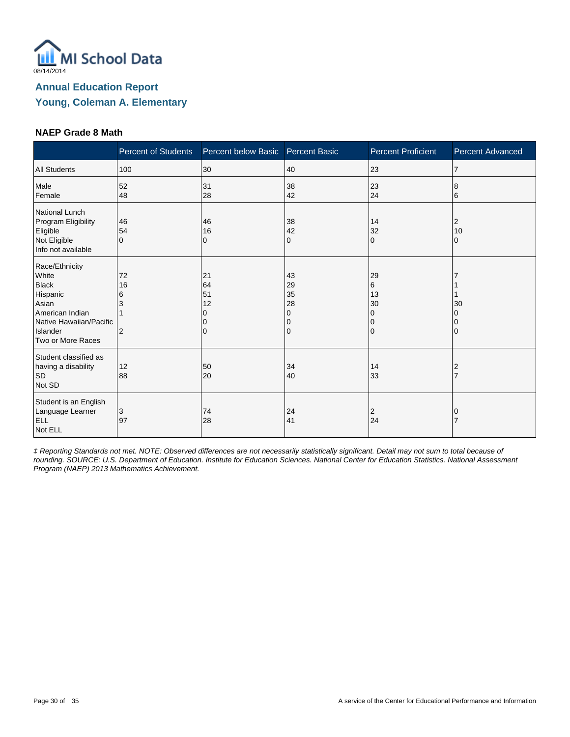08/14/2014

# Annual Education Report

## Young, Coleman A. Elementary

### NAEP Grade 8 Math

| | Percent of Students | Percent below Basic | Percent Basic | Percent Proficient | Percent Advanced |
|---|---|---|---|---|---|
| All Students | 100 | 30 | 40 | 23 | 7 |
| Male | 52 | 31 | 38 | 23 | 8 |
| Female | 48 | 28 | 42 | 24 | 6 |
| National Lunch Program Eligibility | | | | | |
| Eligible | 46 | 46 | 38 | 14 | 2 |
| Not Eligible | 54 | 16 | 42 | 32 | 10 |
| Info not available | 0 | 0 | 0 | 0 | 0 |
| Race/Ethnicity | | | | | |
| White | 72 | 21 | 43 | 29 | 7 |
| Black | 16 | 64 | 29 | 6 | 1 |
| Hispanic | 6 | 51 | 35 | 13 | 1 |
| Asian | 3 | 12 | 28 | 30 | 30 |
| American Indian | 1 | 0 | 0 | 0 | 0 |
| Native Hawaiian/Pacific Islander | | 0 | 0 | 0 | 0 |
| Two or More Races | 2 | 0 | 0 | 0 | 0 |
| Student classified as having a disability | | | | | |
| SD | 12 | 50 | 34 | 14 | 2 |
| Not SD | 88 | 20 | 40 | 33 | 7 |
| Student is an English Language Learner | | | | | |
| ELL | 3 | 74 | 24 | 2 | 0 |
| Not ELL | 97 | 28 | 41 | 24 | 7 |

*‡ Reporting Standards not met. NOTE: Observed differences are not necessarily statistically significant. Detail may not sum to total because of rounding. SOURCE: U.S. Department of Education. Institute for Education Sciences. National Center for Education Statistics. National Assessment Program (NAEP) 2013 Mathematics Achievement.*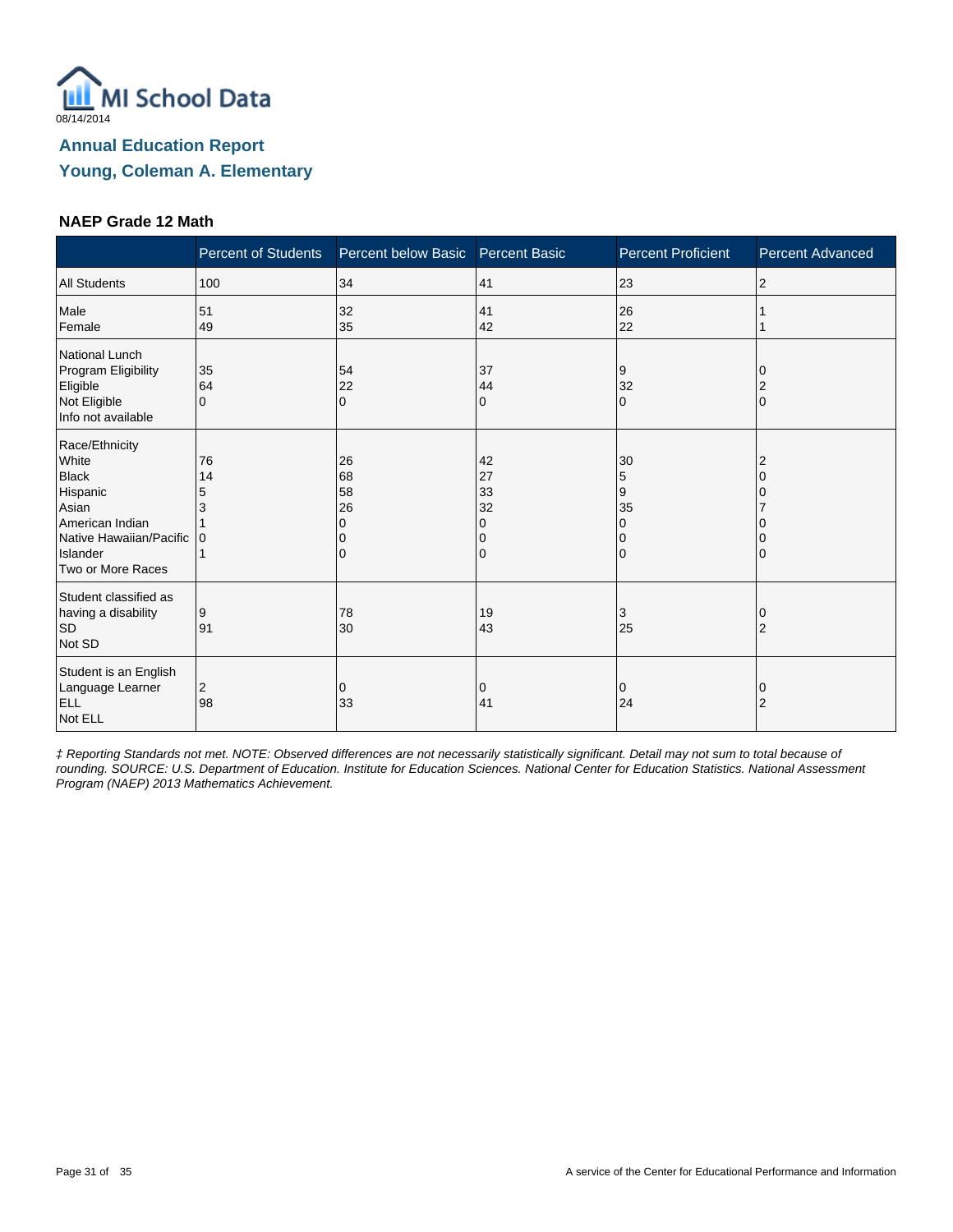MI School Data

08/14/2014

## Annual Education Report

## Young, Coleman A. Elementary

### NAEP Grade 12 Math

| | Percent of Students | Percent below Basic | Percent Basic | Percent Proficient | Percent Advanced |
|---|---|---|---|---|---|
| All Students | 100 | 34 | 41 | 23 | 2 |
| Male | 51 | 32 | 41 | 26 | 1 |
| Female | 49 | 35 | 42 | 22 | 1 |
| National Lunch Program Eligibility | | | | | |
| Eligible | 35 | 54 | 37 | 9 | 0 |
| Not Eligible | 64 | 22 | 44 | 32 | 2 |
| Info not available | 0 | 0 | 0 | 0 | 0 |
| Race/Ethnicity | | | | | |
| White | 76 | 26 | 42 | 30 | 2 |
| Black | 14 | 68 | 27 | 5 | 0 |
| Hispanic | 5 | 58 | 33 | 9 | 0 |
| Asian | 3 | 26 | 32 | 35 | 7 |
| American Indian | 1 | 0 | 0 | 0 | 0 |
| Native Hawaiian/Pacific Islander | 0 | 0 | 0 | 0 | 0 |
| Two or More Races | 1 | 0 | 0 | 0 | 0 |
| Student classified as having a disability | | | | | |
| SD | 9 | 78 | 19 | 3 | 0 |
| Not SD | 91 | 30 | 43 | 25 | 2 |
| Student is an English Language Learner | | | | | |
| ELL | 2 | 0 | 0 | 0 | 0 |
| Not ELL | 98 | 33 | 41 | 24 | 2 |

*‡ Reporting Standards not met. NOTE: Observed differences are not necessarily statistically significant. Detail may not sum to total because of rounding. SOURCE: U.S. Department of Education. Institute for Education Sciences. National Center for Education Statistics. National Assessment Program (NAEP) 2013 Mathematics Achievement.*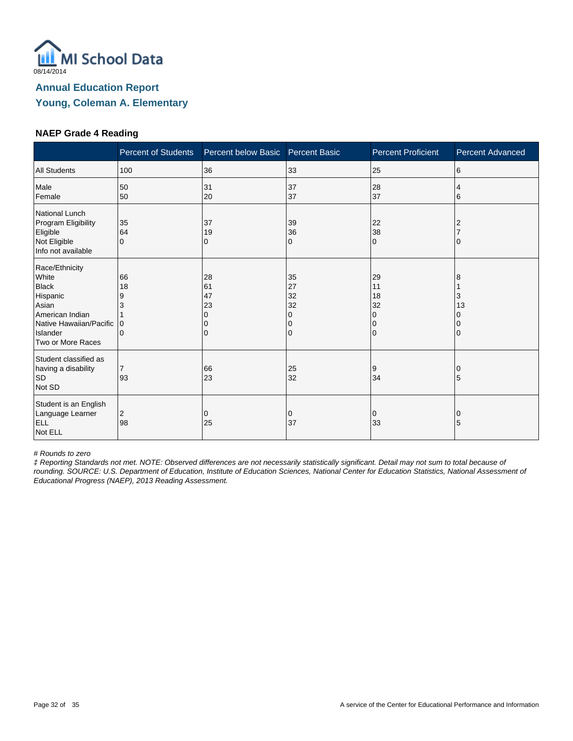MI School Data

08/14/2014

## Annual Education Report

## Young, Coleman A. Elementary

### NAEP Grade 4 Reading

| | Percent of Students | Percent below Basic | Percent Basic | Percent Proficient | Percent Advanced |
|---|---|---|---|---|---|
| All Students | 100 | 36 | 33 | 25 | 6 |
| Male | 50 | 31 | 37 | 28 | 4 |
| Female | 50 | 20 | 37 | 37 | 6 |
| National Lunch Program Eligibility | | | | | |
| Eligible | 35 | 37 | 39 | 22 | 2 |
| Not Eligible | 64 | 19 | 36 | 38 | 7 |
| Info not available | 0 | 0 | 0 | 0 | 0 |
| Race/Ethnicity | | | | | |
| White | 66 | 28 | 35 | 29 | 8 |
| Black | 18 | 61 | 27 | 11 | 1 |
| Hispanic | 9 | 47 | 32 | 18 | 3 |
| Asian | 3 | 23 | 32 | 32 | 13 |
| American Indian | 1 | 0 | 0 | 0 | 0 |
| Native Hawaiian/Pacific Islander | 0 | 0 | 0 | 0 | 0 |
| Two or More Races | 0 | 0 | 0 | 0 | 0 |
| Student classified as having a disability | | | | | |
| SD | 7 | 66 | 25 | 9 | 0 |
| Not SD | 93 | 23 | 32 | 34 | 5 |
| Student is an English Language Learner | | | | | |
| ELL | 2 | 0 | 0 | 0 | 0 |
| Not ELL | 98 | 25 | 37 | 33 | 5 |

*# Rounds to zero*

*‡ Reporting Standards not met. NOTE: Observed differences are not necessarily statistically significant. Detail may not sum to total because of rounding. SOURCE: U.S. Department of Education, Institute of Education Sciences, National Center for Education Statistics, National Assessment of Educational Progress (NAEP), 2013 Reading Assessment.*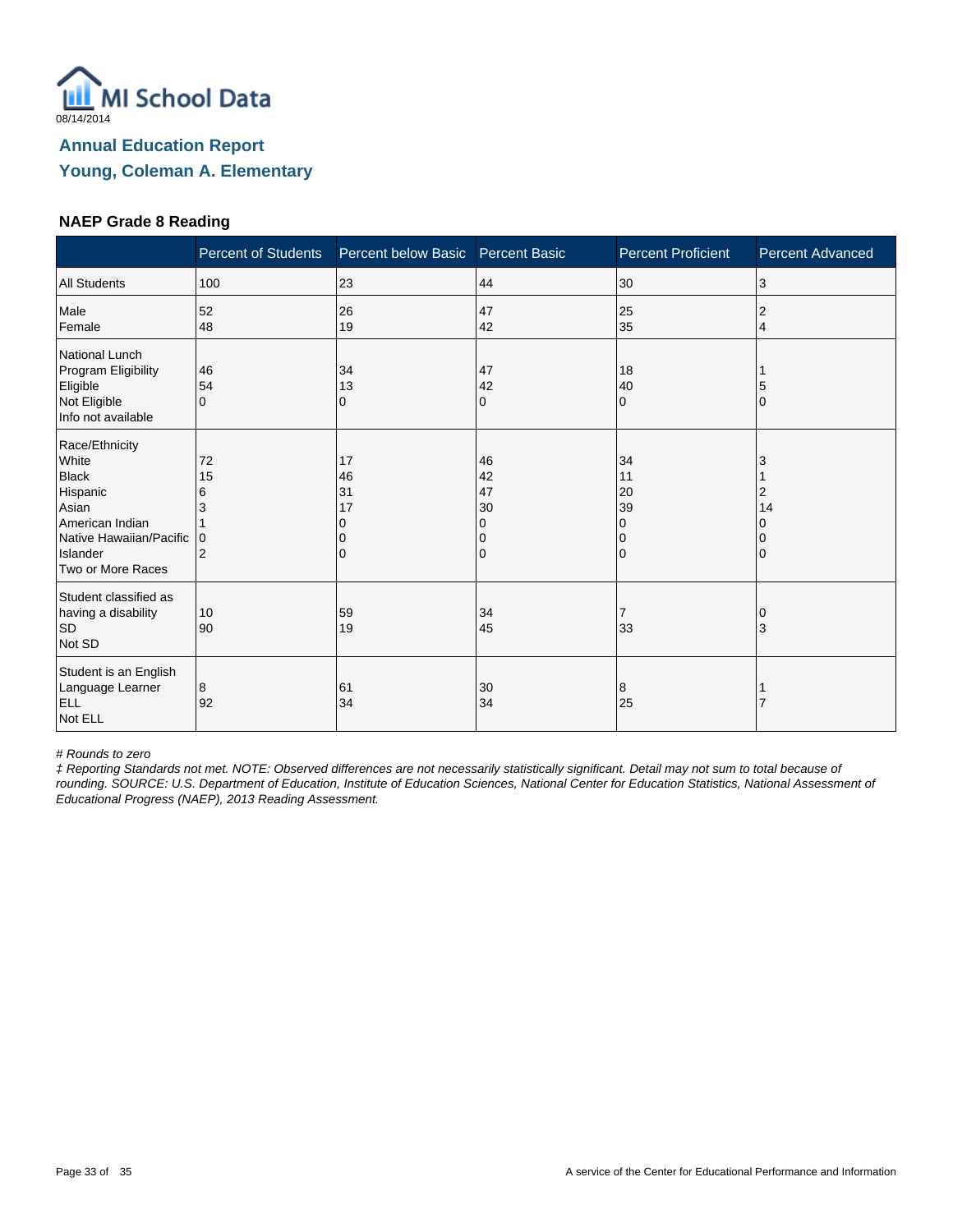MI School Data

08/14/2014

## Annual Education Report

## Young, Coleman A. Elementary

### NAEP Grade 8 Reading

| | Percent of Students | Percent below Basic | Percent Basic | Percent Proficient | Percent Advanced |
|---|---|---|---|---|---|
| All Students | 100 | 23 | 44 | 30 | 3 |
| Male | 52 | 26 | 47 | 25 | 2 |
| Female | 48 | 19 | 42 | 35 | 4 |
| National Lunch Program Eligibility | | | | | |
| Eligible | 46 | 34 | 47 | 18 | 1 |
| Not Eligible | 54 | 13 | 42 | 40 | 5 |
| Info not available | 0 | 0 | 0 | 0 | 0 |
| Race/Ethnicity | | | | | |
| White | 72 | 17 | 46 | 34 | 3 |
| Black | 15 | 46 | 42 | 11 | 1 |
| Hispanic | 6 | 31 | 47 | 20 | 2 |
| Asian | 3 | 17 | 30 | 39 | 14 |
| American Indian | 1 | 0 | 0 | 0 | 0 |
| Native Hawaiian/Pacific Islander | 0 | 0 | 0 | 0 | 0 |
| Two or More Races | 2 | 0 | 0 | 0 | 0 |
| Student classified as having a disability | | | | | |
| SD | 10 | 59 | 34 | 7 | 0 |
| Not SD | 90 | 19 | 45 | 33 | 3 |
| Student is an English Language Learner | | | | | |
| ELL | 8 | 61 | 30 | 8 | 1 |
| Not ELL | 92 | 34 | 34 | 25 | 7 |

*# Rounds to zero*

*‡ Reporting Standards not met. NOTE: Observed differences are not necessarily statistically significant. Detail may not sum to total because of rounding. SOURCE: U.S. Department of Education, Institute of Education Sciences, National Center for Education Statistics, National Assessment of Educational Progress (NAEP), 2013 Reading Assessment.*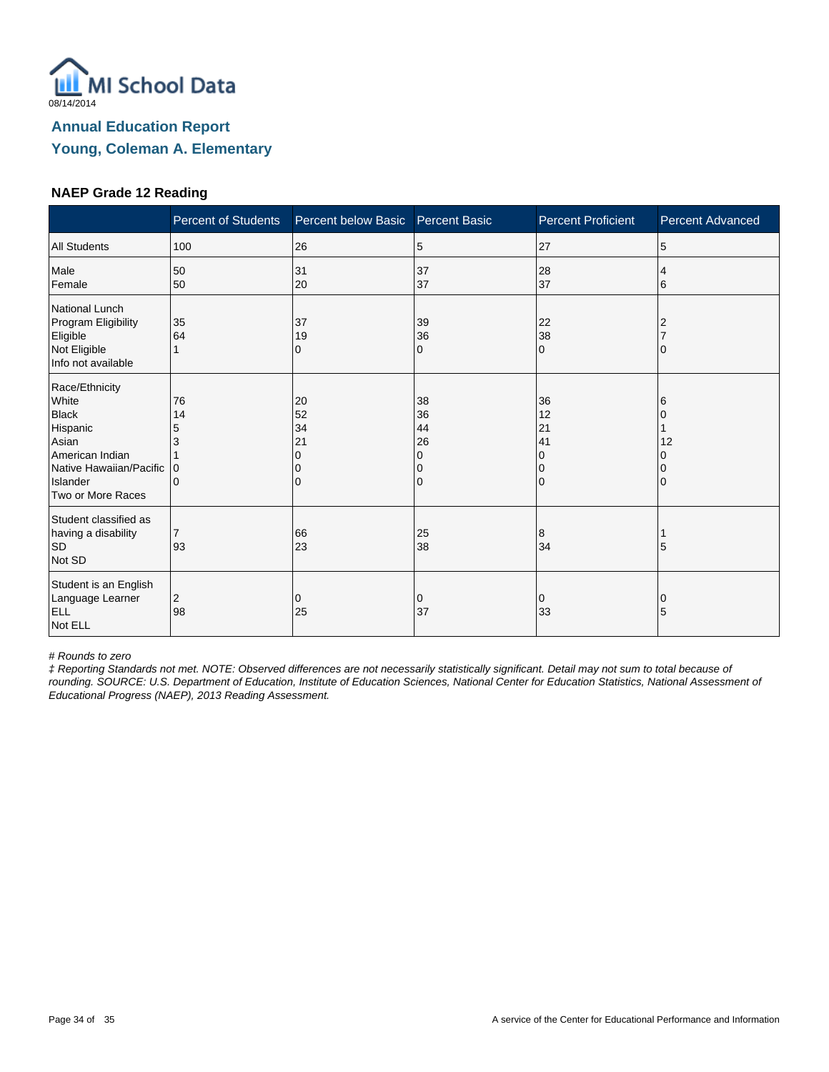08/14/2014

## Annual Education Report

## Young, Coleman A. Elementary

### NAEP Grade 12 Reading

| | Percent of Students | Percent below Basic | Percent Basic | Percent Proficient | Percent Advanced |
|---|---|---|---|---|---|
| All Students | 100 | 26 | 5 | 27 | 5 |
| Male | 50 | 31 | 37 | 28 | 4 |
| Female | 50 | 20 | 37 | 37 | 6 |
| National Lunch Program Eligibility | | | | | |
| Eligible | 35 | 37 | 39 | 22 | 2 |
| Not Eligible | 64 | 19 | 36 | 38 | 7 |
| Info not available | 1 | 0 | 0 | 0 | 0 |
| Race/Ethnicity | | | | | |
| White | 76 | 20 | 38 | 36 | 6 |
| Black | 14 | 52 | 36 | 12 | 0 |
| Hispanic | 5 | 34 | 44 | 21 | 1 |
| Asian | 3 | 21 | 26 | 41 | 12 |
| American Indian | 1 | 0 | 0 | 0 | 0 |
| Native Hawaiian/Pacific Islander | 0 | 0 | 0 | 0 | 0 |
| Two or More Races | 0 | 0 | 0 | 0 | 0 |
| Student classified as having a disability | | | | | |
| SD | 7 | 66 | 25 | 8 | 1 |
| Not SD | 93 | 23 | 38 | 34 | 5 |
| Student is an English Language Learner | | | | | |
| ELL | 2 | 0 | 0 | 0 | 0 |
| Not ELL | 98 | 25 | 37 | 33 | 5 |

*# Rounds to zero*

*‡ Reporting Standards not met. NOTE: Observed differences are not necessarily statistically significant. Detail may not sum to total because of rounding. SOURCE: U.S. Department of Education, Institute of Education Sciences, National Center for Education Statistics, National Assessment of Educational Progress (NAEP), 2013 Reading Assessment.*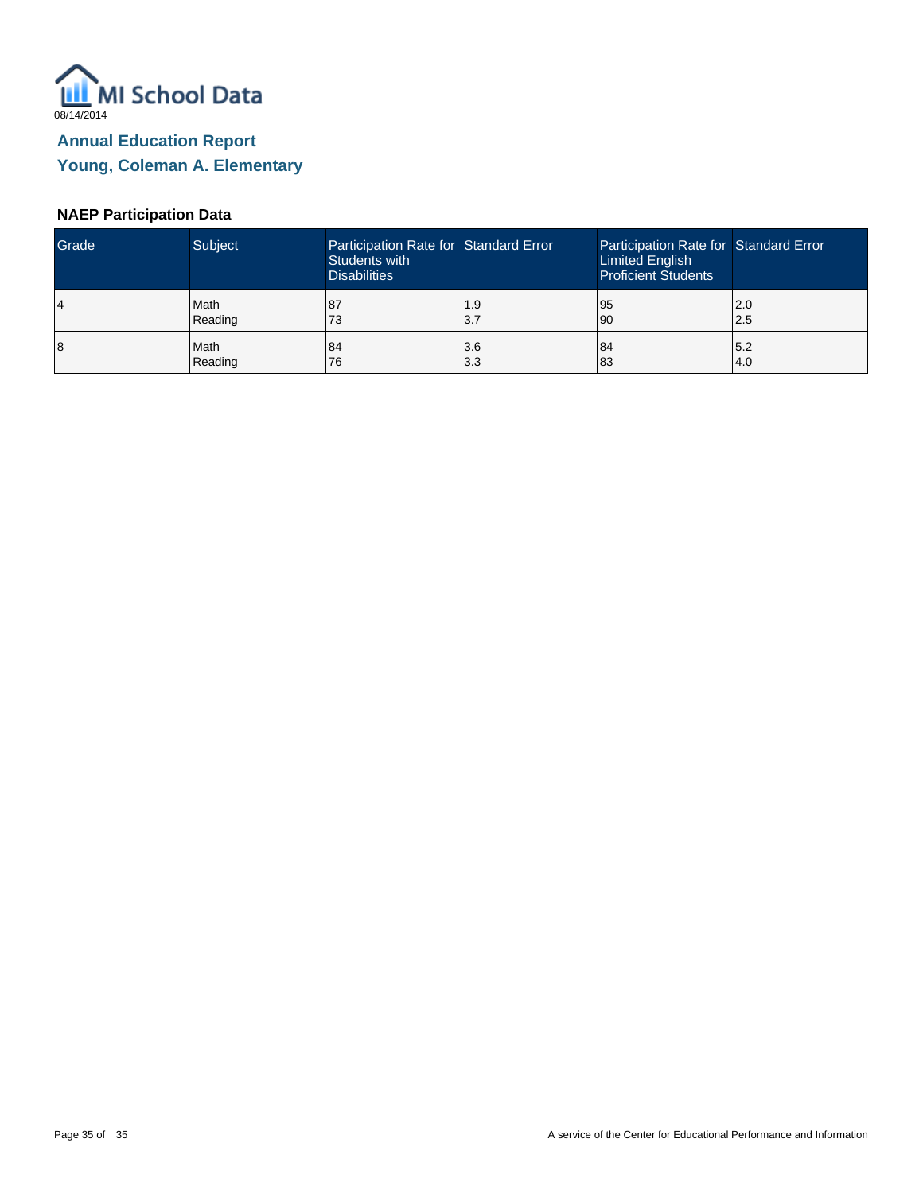MI School Data

08/14/2014

## Annual Education Report

## Young, Coleman A. Elementary

### NAEP Participation Data

| Grade | Subject | Participation Rate for Students with Disabilities | Standard Error | Participation Rate for Limited English Proficient Students | Standard Error |
|---|---|---|---|---|---|
| 4 | Math | 87 | 1.9 | 95 | 2.0 |
| | Reading | 73 | 3.7 | 90 | 2.5 |
| 8 | Math | 84 | 3.6 | 84 | 5.2 |
| | Reading | 76 | 3.3 | 83 | 4.0 |

A service of the Center for Educational Performance and Information